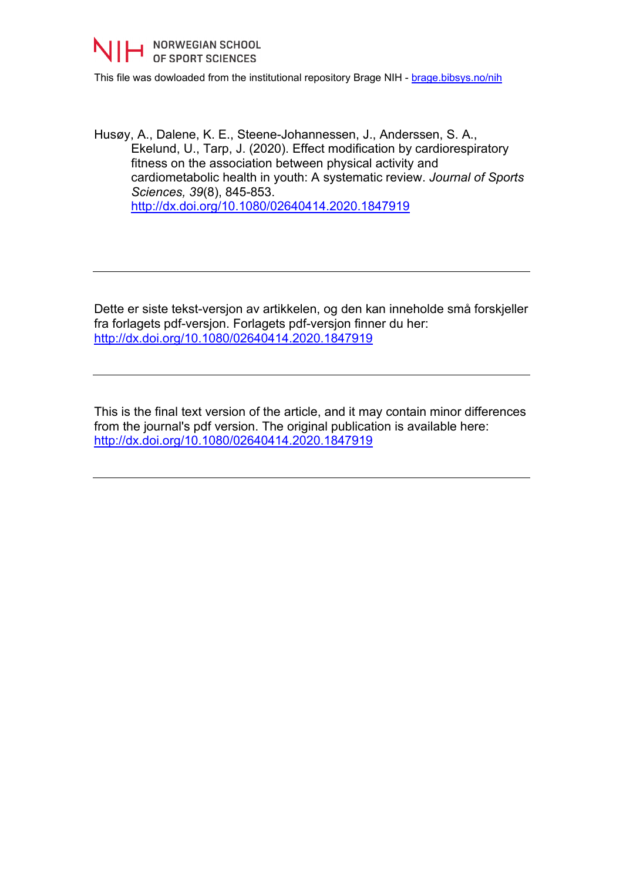NORWEGIAN SCHOOL OF SPORT SCIENCES

This file was dowloaded from the institutional repository Brage NIH - [brage.bibsys.no/nih](brage.bibsys.no/nih)

Husøy, A., Dalene, K. E., Steene-Johannessen, J., Anderssen, S. A., Ekelund, U., Tarp, J. (2020). Effect modification by cardiorespiratory fitness on the association between physical activity and cardiometabolic health in youth: A systematic review. *Journal of Sports Sciences, 39*(8), 845-853. [http://dx.doi.org/10.1080/02640414.2020.1847919](http://dx.doi.org/10.1080/02640414.2020.1847919)

---

Dette er siste tekst-versjon av artikkelen, og den kan inneholde små forskjeller fra forlagets pdf-versjon. Forlagets pdf-versjon finner du her: [http://dx.doi.org/10.1080/02640414.2020.1847919](http://dx.doi.org/10.1080/02640414.2020.1847919)

---

This is the final text version of the article, and it may contain minor differences from the journal's pdf version. The original publication is available here: [http://dx.doi.org/10.1080/02640414.2020.1847919](http://dx.doi.org/10.1080/02640414.2020.1847919)

---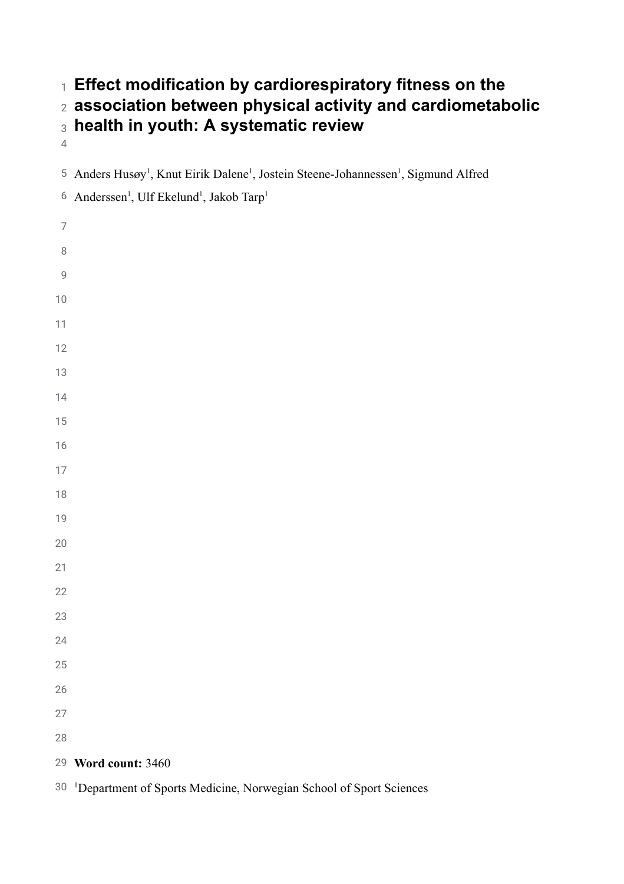# Effect modification by cardiorespiratory fitness on the association between physical activity and cardiometabolic health in youth: A systematic review

Anders Husøy[1], Knut Eirik Dalene[1], Jostein Steene-Johannessen[1], Sigmund Alfred Anderssen[1], Ulf Ekelund[1], Jakob Tarp[1]

**Word count:** 3460

[1]Department of Sports Medicine, Norwegian School of Sport Sciences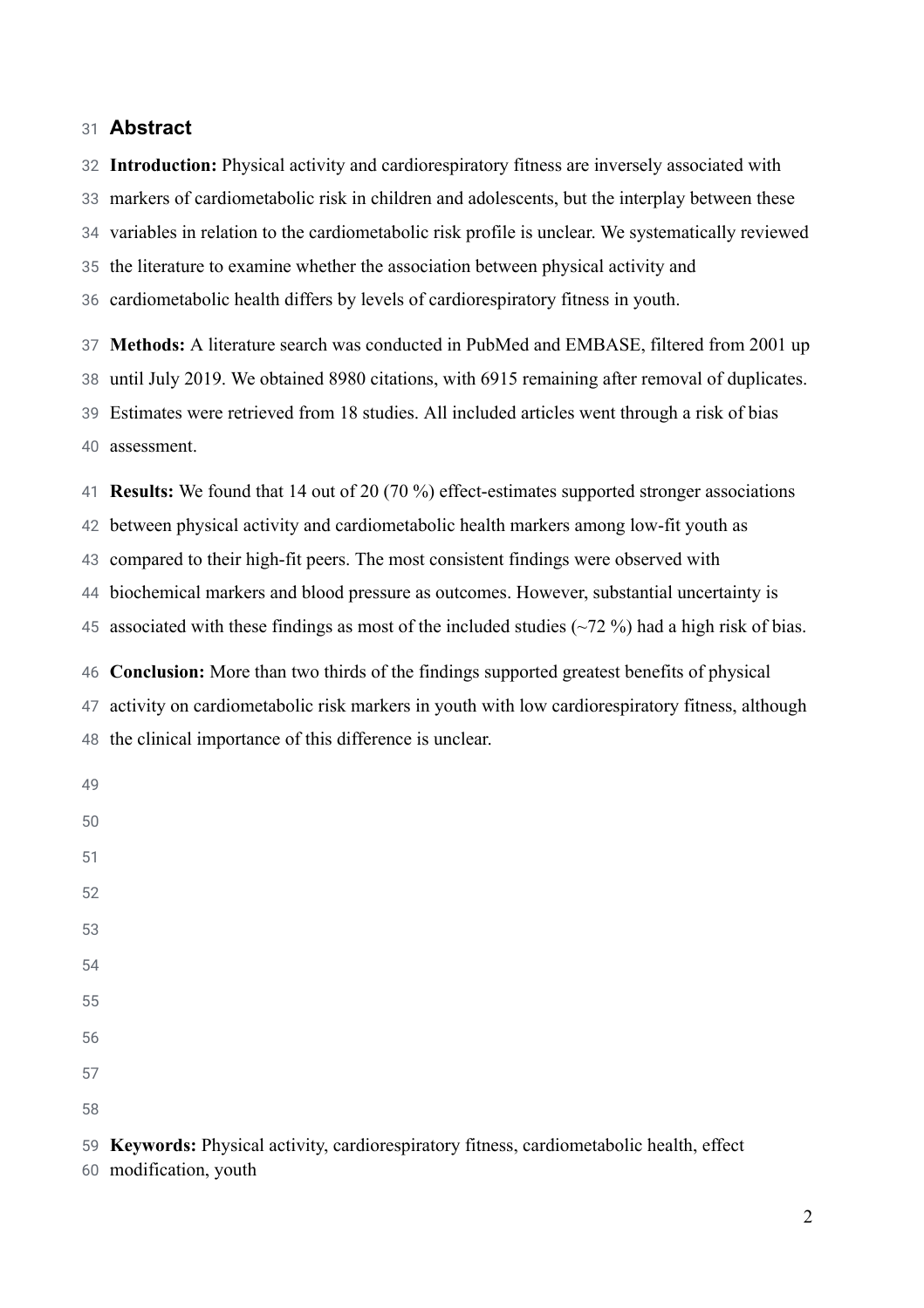## Abstract

**Introduction:** Physical activity and cardiorespiratory fitness are inversely associated with markers of cardiometabolic risk in children and adolescents, but the interplay between these variables in relation to the cardiometabolic risk profile is unclear. We systematically reviewed the literature to examine whether the association between physical activity and cardiometabolic health differs by levels of cardiorespiratory fitness in youth.

**Methods:** A literature search was conducted in PubMed and EMBASE, filtered from 2001 up until July 2019. We obtained 8980 citations, with 6915 remaining after removal of duplicates. Estimates were retrieved from 18 studies. All included articles went through a risk of bias assessment.

**Results:** We found that 14 out of 20 (70 %) effect-estimates supported stronger associations between physical activity and cardiometabolic health markers among low-fit youth as compared to their high-fit peers. The most consistent findings were observed with biochemical markers and blood pressure as outcomes. However, substantial uncertainty is associated with these findings as most of the included studies (~72 %) had a high risk of bias.

**Conclusion:** More than two thirds of the findings supported greatest benefits of physical activity on cardiometabolic risk markers in youth with low cardiorespiratory fitness, although the clinical importance of this difference is unclear.

**Keywords:** Physical activity, cardiorespiratory fitness, cardiometabolic health, effect modification, youth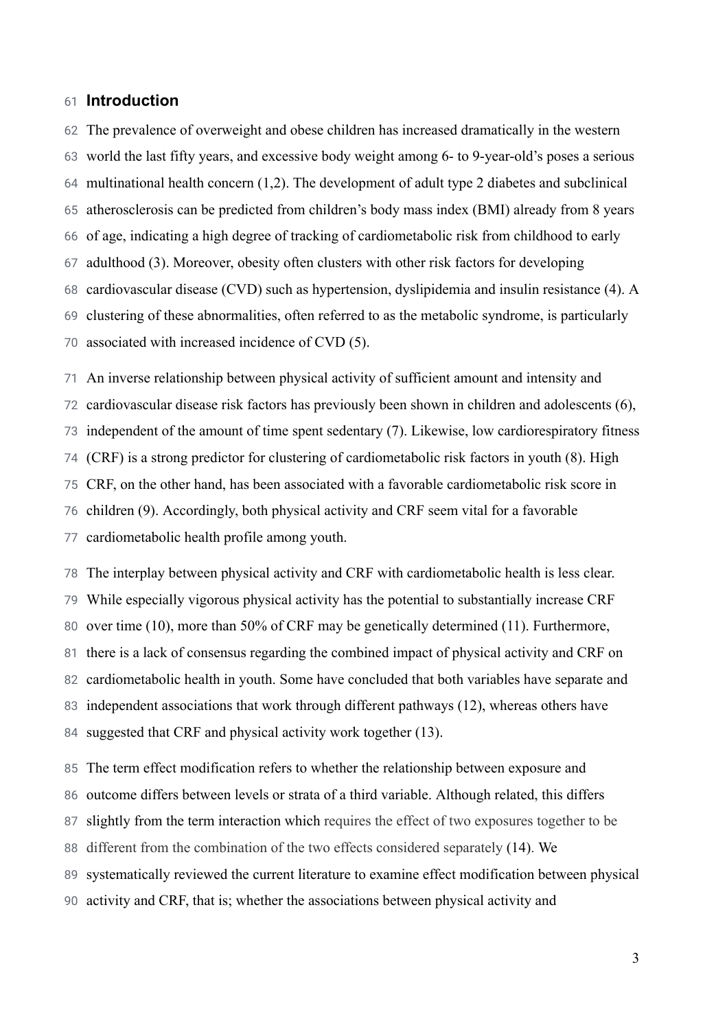## Introduction

The prevalence of overweight and obese children has increased dramatically in the western world the last fifty years, and excessive body weight among 6- to 9-year-old's poses a serious multinational health concern (1,2). The development of adult type 2 diabetes and subclinical atherosclerosis can be predicted from children's body mass index (BMI) already from 8 years of age, indicating a high degree of tracking of cardiometabolic risk from childhood to early adulthood (3). Moreover, obesity often clusters with other risk factors for developing cardiovascular disease (CVD) such as hypertension, dyslipidemia and insulin resistance (4). A clustering of these abnormalities, often referred to as the metabolic syndrome, is particularly associated with increased incidence of CVD (5).

An inverse relationship between physical activity of sufficient amount and intensity and cardiovascular disease risk factors has previously been shown in children and adolescents (6), independent of the amount of time spent sedentary (7). Likewise, low cardiorespiratory fitness (CRF) is a strong predictor for clustering of cardiometabolic risk factors in youth (8). High CRF, on the other hand, has been associated with a favorable cardiometabolic risk score in children (9). Accordingly, both physical activity and CRF seem vital for a favorable cardiometabolic health profile among youth.

The interplay between physical activity and CRF with cardiometabolic health is less clear. While especially vigorous physical activity has the potential to substantially increase CRF over time (10), more than 50% of CRF may be genetically determined (11). Furthermore, there is a lack of consensus regarding the combined impact of physical activity and CRF on cardiometabolic health in youth. Some have concluded that both variables have separate and independent associations that work through different pathways (12), whereas others have suggested that CRF and physical activity work together (13).

The term effect modification refers to whether the relationship between exposure and outcome differs between levels or strata of a third variable. Although related, this differs slightly from the term interaction which requires the effect of two exposures together to be different from the combination of the two effects considered separately (14). We systematically reviewed the current literature to examine effect modification between physical activity and CRF, that is; whether the associations between physical activity and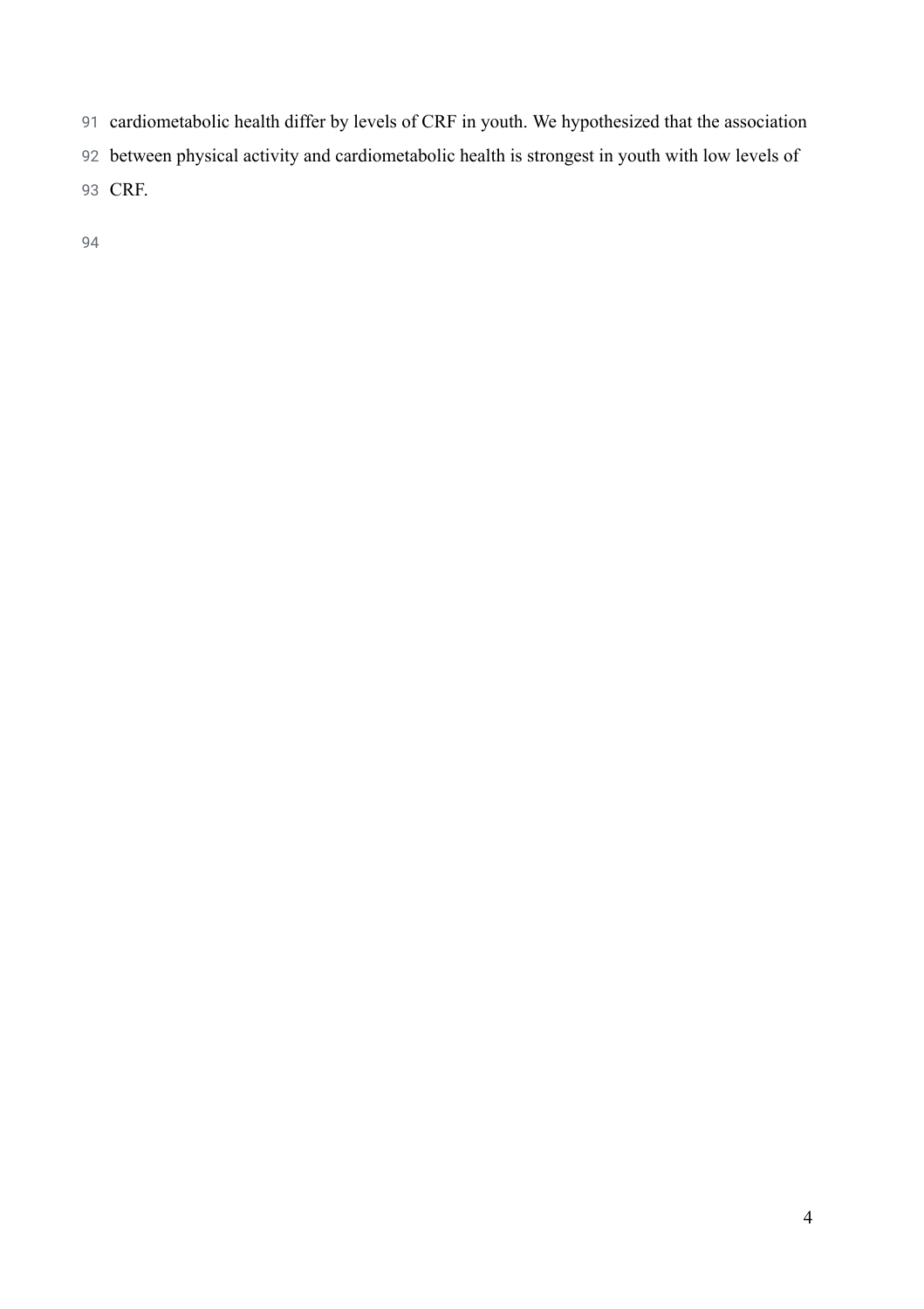cardiometabolic health differ by levels of CRF in youth. We hypothesized that the association between physical activity and cardiometabolic health is strongest in youth with low levels of CRF.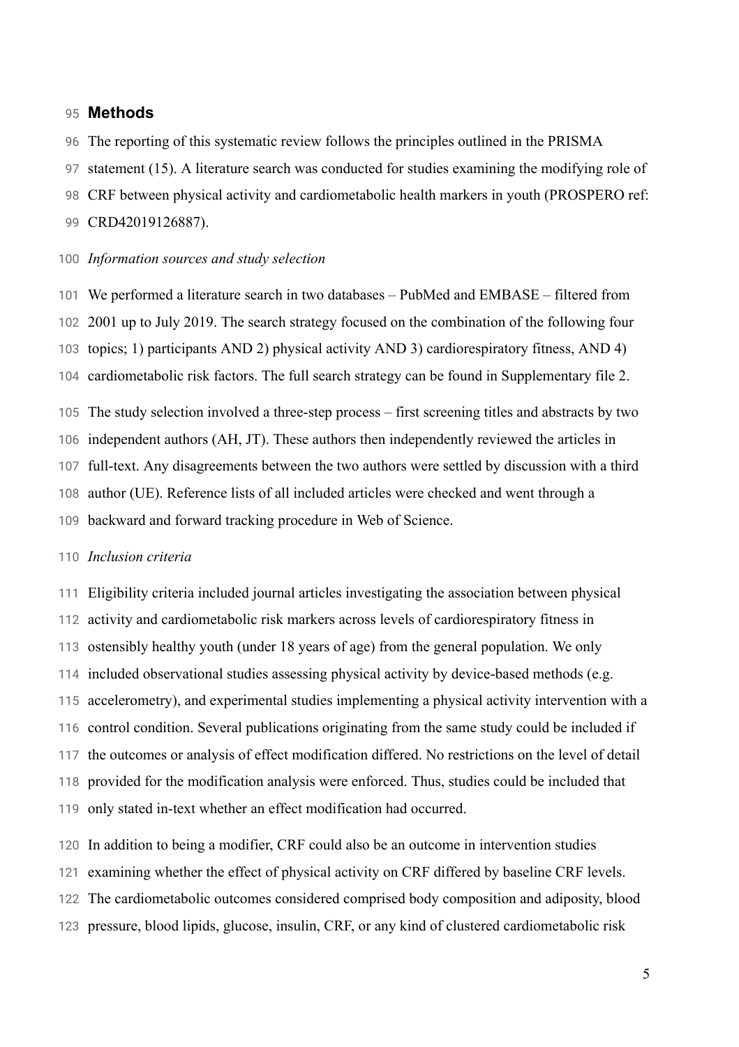## Methods

The reporting of this systematic review follows the principles outlined in the PRISMA statement (15). A literature search was conducted for studies examining the modifying role of CRF between physical activity and cardiometabolic health markers in youth (PROSPERO ref: CRD42019126887).

*Information sources and study selection*

We performed a literature search in two databases – PubMed and EMBASE – filtered from 2001 up to July 2019. The search strategy focused on the combination of the following four topics; 1) participants AND 2) physical activity AND 3) cardiorespiratory fitness, AND 4) cardiometabolic risk factors. The full search strategy can be found in Supplementary file 2.

The study selection involved a three-step process – first screening titles and abstracts by two independent authors (AH, JT). These authors then independently reviewed the articles in full-text. Any disagreements between the two authors were settled by discussion with a third author (UE). Reference lists of all included articles were checked and went through a backward and forward tracking procedure in Web of Science.

*Inclusion criteria*

Eligibility criteria included journal articles investigating the association between physical activity and cardiometabolic risk markers across levels of cardiorespiratory fitness in ostensibly healthy youth (under 18 years of age) from the general population. We only included observational studies assessing physical activity by device-based methods (e.g. accelerometry), and experimental studies implementing a physical activity intervention with a control condition. Several publications originating from the same study could be included if the outcomes or analysis of effect modification differed. No restrictions on the level of detail provided for the modification analysis were enforced. Thus, studies could be included that only stated in-text whether an effect modification had occurred.

In addition to being a modifier, CRF could also be an outcome in intervention studies examining whether the effect of physical activity on CRF differed by baseline CRF levels. The cardiometabolic outcomes considered comprised body composition and adiposity, blood pressure, blood lipids, glucose, insulin, CRF, or any kind of clustered cardiometabolic risk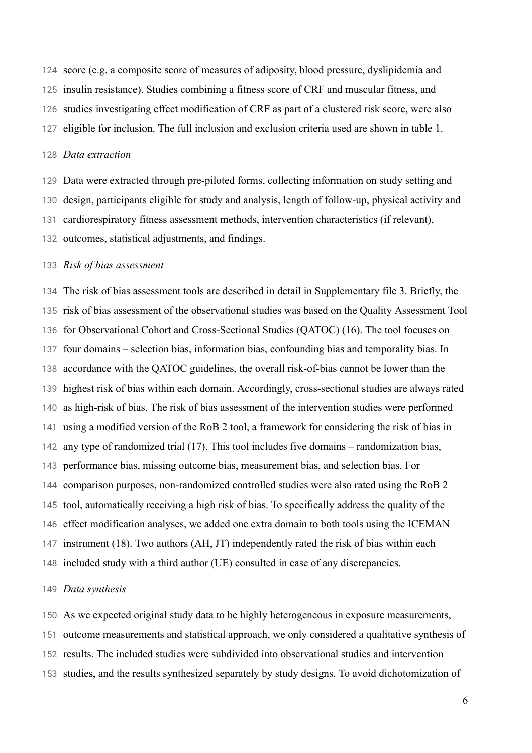score (e.g. a composite score of measures of adiposity, blood pressure, dyslipidemia and insulin resistance). Studies combining a fitness score of CRF and muscular fitness, and studies investigating effect modification of CRF as part of a clustered risk score, were also eligible for inclusion. The full inclusion and exclusion criteria used are shown in table 1.

*Data extraction*

Data were extracted through pre-piloted forms, collecting information on study setting and design, participants eligible for study and analysis, length of follow-up, physical activity and cardiorespiratory fitness assessment methods, intervention characteristics (if relevant), outcomes, statistical adjustments, and findings.

*Risk of bias assessment*

The risk of bias assessment tools are described in detail in Supplementary file 3. Briefly, the risk of bias assessment of the observational studies was based on the Quality Assessment Tool for Observational Cohort and Cross-Sectional Studies (QATOC) (16). The tool focuses on four domains – selection bias, information bias, confounding bias and temporality bias. In accordance with the QATOC guidelines, the overall risk-of-bias cannot be lower than the highest risk of bias within each domain. Accordingly, cross-sectional studies are always rated as high-risk of bias. The risk of bias assessment of the intervention studies were performed using a modified version of the RoB 2 tool, a framework for considering the risk of bias in any type of randomized trial (17). This tool includes five domains – randomization bias, performance bias, missing outcome bias, measurement bias, and selection bias. For comparison purposes, non-randomized controlled studies were also rated using the RoB 2 tool, automatically receiving a high risk of bias. To specifically address the quality of the effect modification analyses, we added one extra domain to both tools using the ICEMAN instrument (18). Two authors (AH, JT) independently rated the risk of bias within each included study with a third author (UE) consulted in case of any discrepancies.

*Data synthesis*

As we expected original study data to be highly heterogeneous in exposure measurements, outcome measurements and statistical approach, we only considered a qualitative synthesis of results. The included studies were subdivided into observational studies and intervention studies, and the results synthesized separately by study designs. To avoid dichotomization of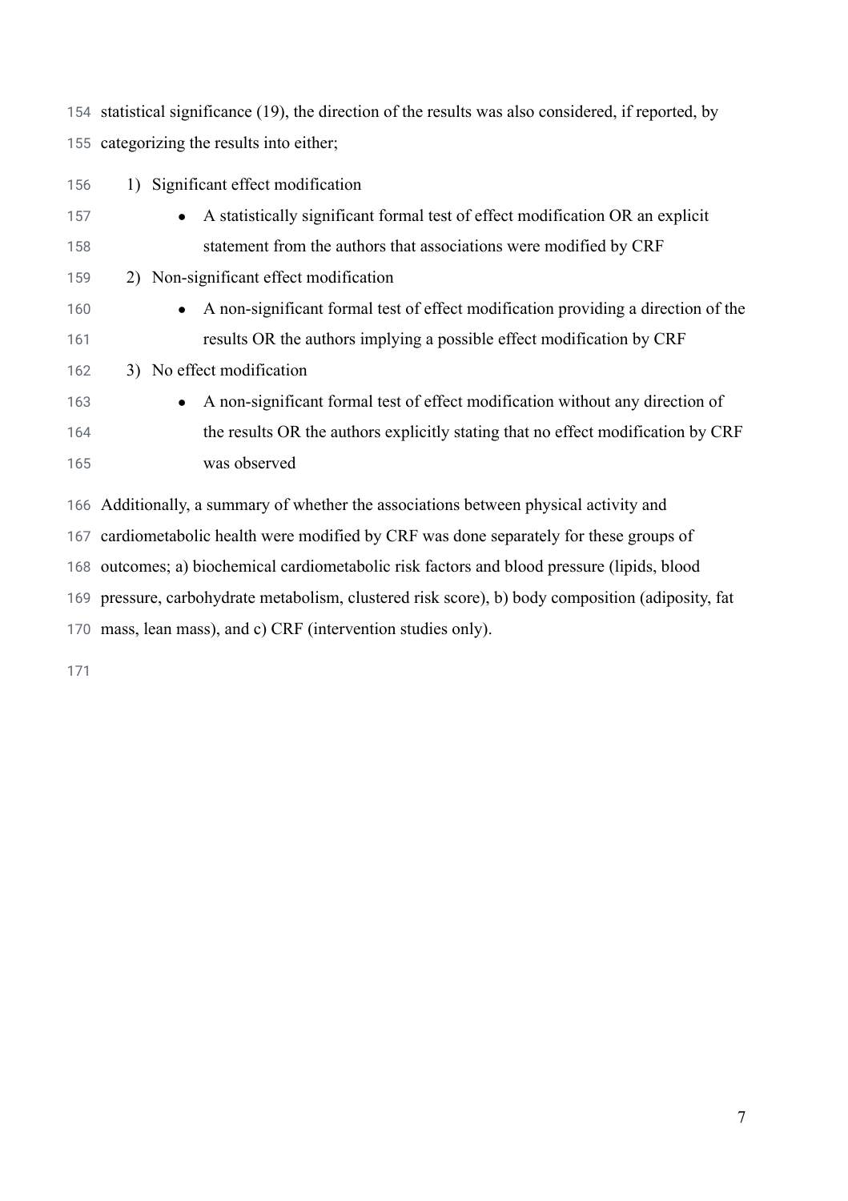statistical significance (19), the direction of the results was also considered, if reported, by categorizing the results into either;

1) Significant effect modification
   - A statistically significant formal test of effect modification OR an explicit statement from the authors that associations were modified by CRF
2) Non-significant effect modification
   - A non-significant formal test of effect modification providing a direction of the results OR the authors implying a possible effect modification by CRF
3) No effect modification
   - A non-significant formal test of effect modification without any direction of the results OR the authors explicitly stating that no effect modification by CRF was observed

Additionally, a summary of whether the associations between physical activity and cardiometabolic health were modified by CRF was done separately for these groups of outcomes; a) biochemical cardiometabolic risk factors and blood pressure (lipids, blood pressure, carbohydrate metabolism, clustered risk score), b) body composition (adiposity, fat mass, lean mass), and c) CRF (intervention studies only).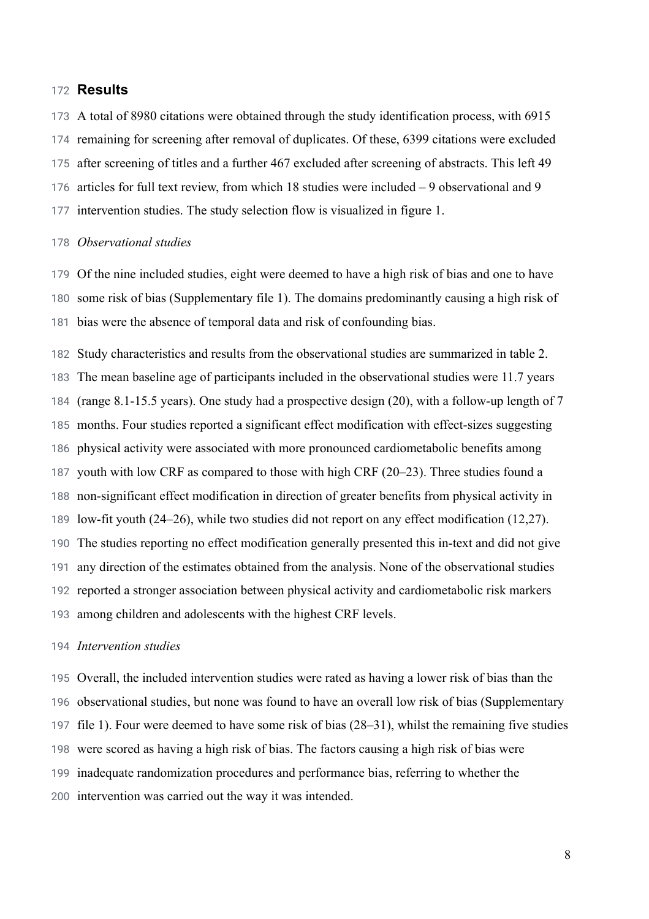## Results

A total of 8980 citations were obtained through the study identification process, with 6915 remaining for screening after removal of duplicates. Of these, 6399 citations were excluded after screening of titles and a further 467 excluded after screening of abstracts. This left 49 articles for full text review, from which 18 studies were included – 9 observational and 9 intervention studies. The study selection flow is visualized in figure 1.

*Observational studies*

Of the nine included studies, eight were deemed to have a high risk of bias and one to have some risk of bias (Supplementary file 1). The domains predominantly causing a high risk of bias were the absence of temporal data and risk of confounding bias.

Study characteristics and results from the observational studies are summarized in table 2. The mean baseline age of participants included in the observational studies were 11.7 years (range 8.1-15.5 years). One study had a prospective design (20), with a follow-up length of 7 months. Four studies reported a significant effect modification with effect-sizes suggesting physical activity were associated with more pronounced cardiometabolic benefits among youth with low CRF as compared to those with high CRF (20–23). Three studies found a non-significant effect modification in direction of greater benefits from physical activity in low-fit youth (24–26), while two studies did not report on any effect modification (12,27). The studies reporting no effect modification generally presented this in-text and did not give any direction of the estimates obtained from the analysis. None of the observational studies reported a stronger association between physical activity and cardiometabolic risk markers among children and adolescents with the highest CRF levels.

*Intervention studies*

Overall, the included intervention studies were rated as having a lower risk of bias than the observational studies, but none was found to have an overall low risk of bias (Supplementary file 1). Four were deemed to have some risk of bias (28–31), whilst the remaining five studies were scored as having a high risk of bias. The factors causing a high risk of bias were inadequate randomization procedures and performance bias, referring to whether the intervention was carried out the way it was intended.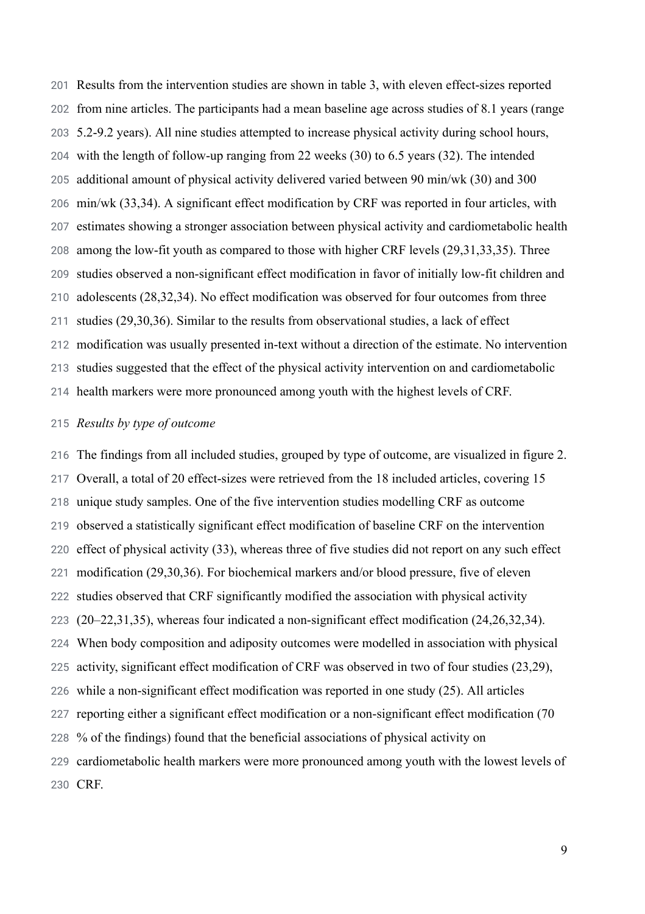Results from the intervention studies are shown in table 3, with eleven effect-sizes reported from nine articles. The participants had a mean baseline age across studies of 8.1 years (range 5.2-9.2 years). All nine studies attempted to increase physical activity during school hours, with the length of follow-up ranging from 22 weeks (30) to 6.5 years (32). The intended additional amount of physical activity delivered varied between 90 min/wk (30) and 300 min/wk (33,34). A significant effect modification by CRF was reported in four articles, with estimates showing a stronger association between physical activity and cardiometabolic health among the low-fit youth as compared to those with higher CRF levels (29,31,33,35). Three studies observed a non-significant effect modification in favor of initially low-fit children and adolescents (28,32,34). No effect modification was observed for four outcomes from three studies (29,30,36). Similar to the results from observational studies, a lack of effect modification was usually presented in-text without a direction of the estimate. No intervention studies suggested that the effect of the physical activity intervention on and cardiometabolic health markers were more pronounced among youth with the highest levels of CRF.

*Results by type of outcome*

The findings from all included studies, grouped by type of outcome, are visualized in figure 2. Overall, a total of 20 effect-sizes were retrieved from the 18 included articles, covering 15 unique study samples. One of the five intervention studies modelling CRF as outcome observed a statistically significant effect modification of baseline CRF on the intervention effect of physical activity (33), whereas three of five studies did not report on any such effect modification (29,30,36). For biochemical markers and/or blood pressure, five of eleven studies observed that CRF significantly modified the association with physical activity (20–22,31,35), whereas four indicated a non-significant effect modification (24,26,32,34). When body composition and adiposity outcomes were modelled in association with physical activity, significant effect modification of CRF was observed in two of four studies (23,29), while a non-significant effect modification was reported in one study (25). All articles reporting either a significant effect modification or a non-significant effect modification (70 % of the findings) found that the beneficial associations of physical activity on cardiometabolic health markers were more pronounced among youth with the lowest levels of CRF.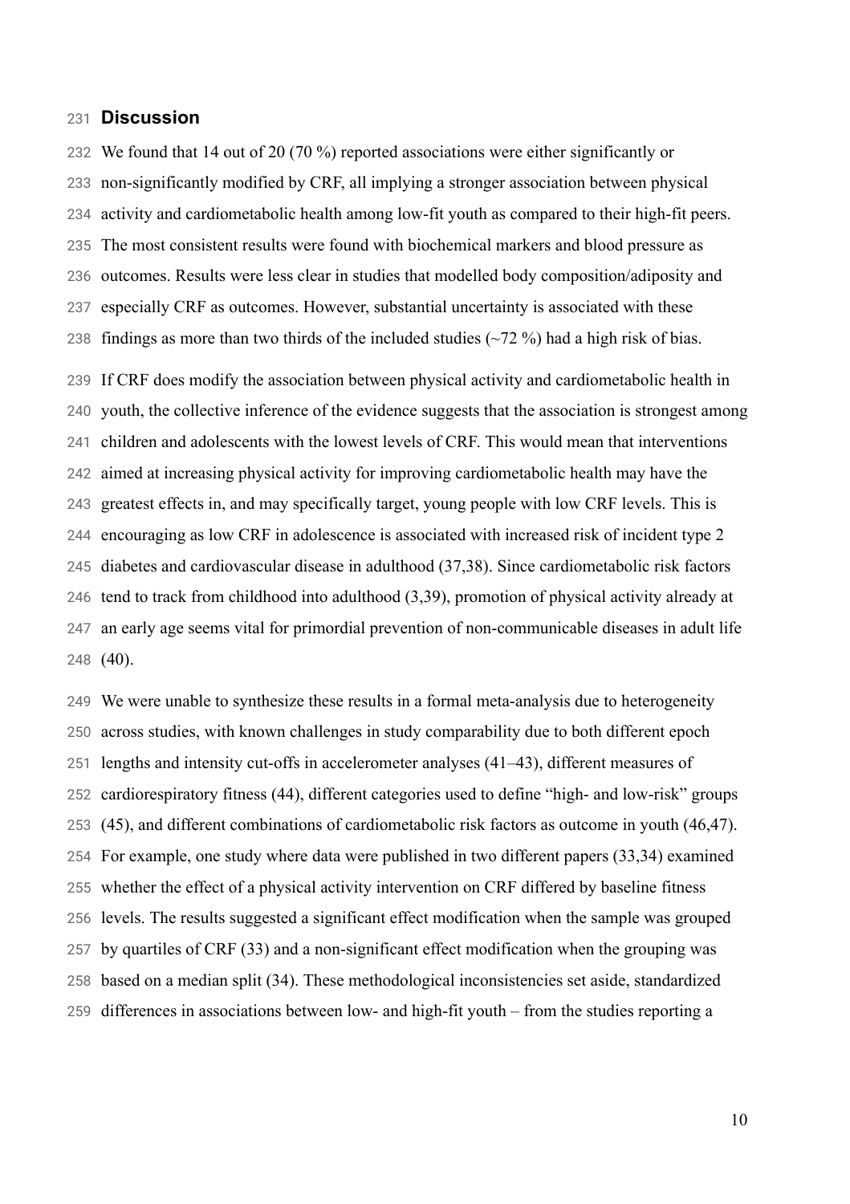## Discussion

We found that 14 out of 20 (70 %) reported associations were either significantly or non-significantly modified by CRF, all implying a stronger association between physical activity and cardiometabolic health among low-fit youth as compared to their high-fit peers. The most consistent results were found with biochemical markers and blood pressure as outcomes. Results were less clear in studies that modelled body composition/adiposity and especially CRF as outcomes. However, substantial uncertainty is associated with these findings as more than two thirds of the included studies (~72 %) had a high risk of bias.

If CRF does modify the association between physical activity and cardiometabolic health in youth, the collective inference of the evidence suggests that the association is strongest among children and adolescents with the lowest levels of CRF. This would mean that interventions aimed at increasing physical activity for improving cardiometabolic health may have the greatest effects in, and may specifically target, young people with low CRF levels. This is encouraging as low CRF in adolescence is associated with increased risk of incident type 2 diabetes and cardiovascular disease in adulthood (37,38). Since cardiometabolic risk factors tend to track from childhood into adulthood (3,39), promotion of physical activity already at an early age seems vital for primordial prevention of non-communicable diseases in adult life (40).

We were unable to synthesize these results in a formal meta-analysis due to heterogeneity across studies, with known challenges in study comparability due to both different epoch lengths and intensity cut-offs in accelerometer analyses (41–43), different measures of cardiorespiratory fitness (44), different categories used to define "high- and low-risk" groups (45), and different combinations of cardiometabolic risk factors as outcome in youth (46,47). For example, one study where data were published in two different papers (33,34) examined whether the effect of a physical activity intervention on CRF differed by baseline fitness levels. The results suggested a significant effect modification when the sample was grouped by quartiles of CRF (33) and a non-significant effect modification when the grouping was based on a median split (34). These methodological inconsistencies set aside, standardized differences in associations between low- and high-fit youth – from the studies reporting a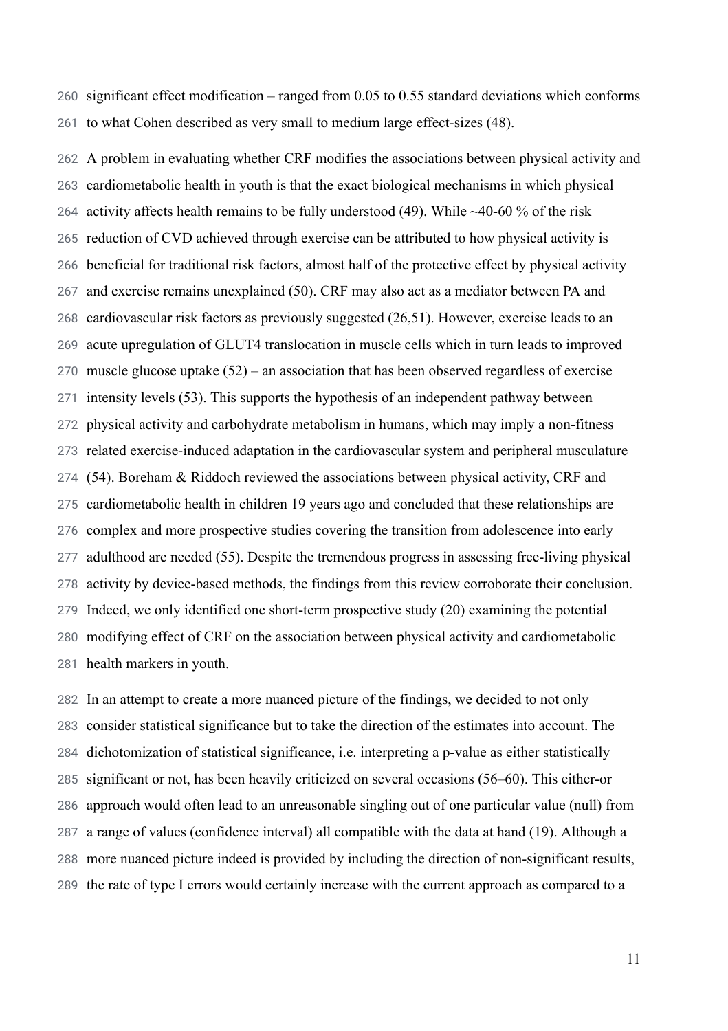significant effect modification – ranged from 0.05 to 0.55 standard deviations which conforms to what Cohen described as very small to medium large effect-sizes (48).

A problem in evaluating whether CRF modifies the associations between physical activity and cardiometabolic health in youth is that the exact biological mechanisms in which physical activity affects health remains to be fully understood (49). While ~40-60 % of the risk reduction of CVD achieved through exercise can be attributed to how physical activity is beneficial for traditional risk factors, almost half of the protective effect by physical activity and exercise remains unexplained (50). CRF may also act as a mediator between PA and cardiovascular risk factors as previously suggested (26,51). However, exercise leads to an acute upregulation of GLUT4 translocation in muscle cells which in turn leads to improved muscle glucose uptake (52) – an association that has been observed regardless of exercise intensity levels (53). This supports the hypothesis of an independent pathway between physical activity and carbohydrate metabolism in humans, which may imply a non-fitness related exercise-induced adaptation in the cardiovascular system and peripheral musculature (54). Boreham & Riddoch reviewed the associations between physical activity, CRF and cardiometabolic health in children 19 years ago and concluded that these relationships are complex and more prospective studies covering the transition from adolescence into early adulthood are needed (55). Despite the tremendous progress in assessing free-living physical activity by device-based methods, the findings from this review corroborate their conclusion. Indeed, we only identified one short-term prospective study (20) examining the potential modifying effect of CRF on the association between physical activity and cardiometabolic health markers in youth.

In an attempt to create a more nuanced picture of the findings, we decided to not only consider statistical significance but to take the direction of the estimates into account. The dichotomization of statistical significance, i.e. interpreting a p-value as either statistically significant or not, has been heavily criticized on several occasions (56–60). This either-or approach would often lead to an unreasonable singling out of one particular value (null) from a range of values (confidence interval) all compatible with the data at hand (19). Although a more nuanced picture indeed is provided by including the direction of non-significant results, the rate of type I errors would certainly increase with the current approach as compared to a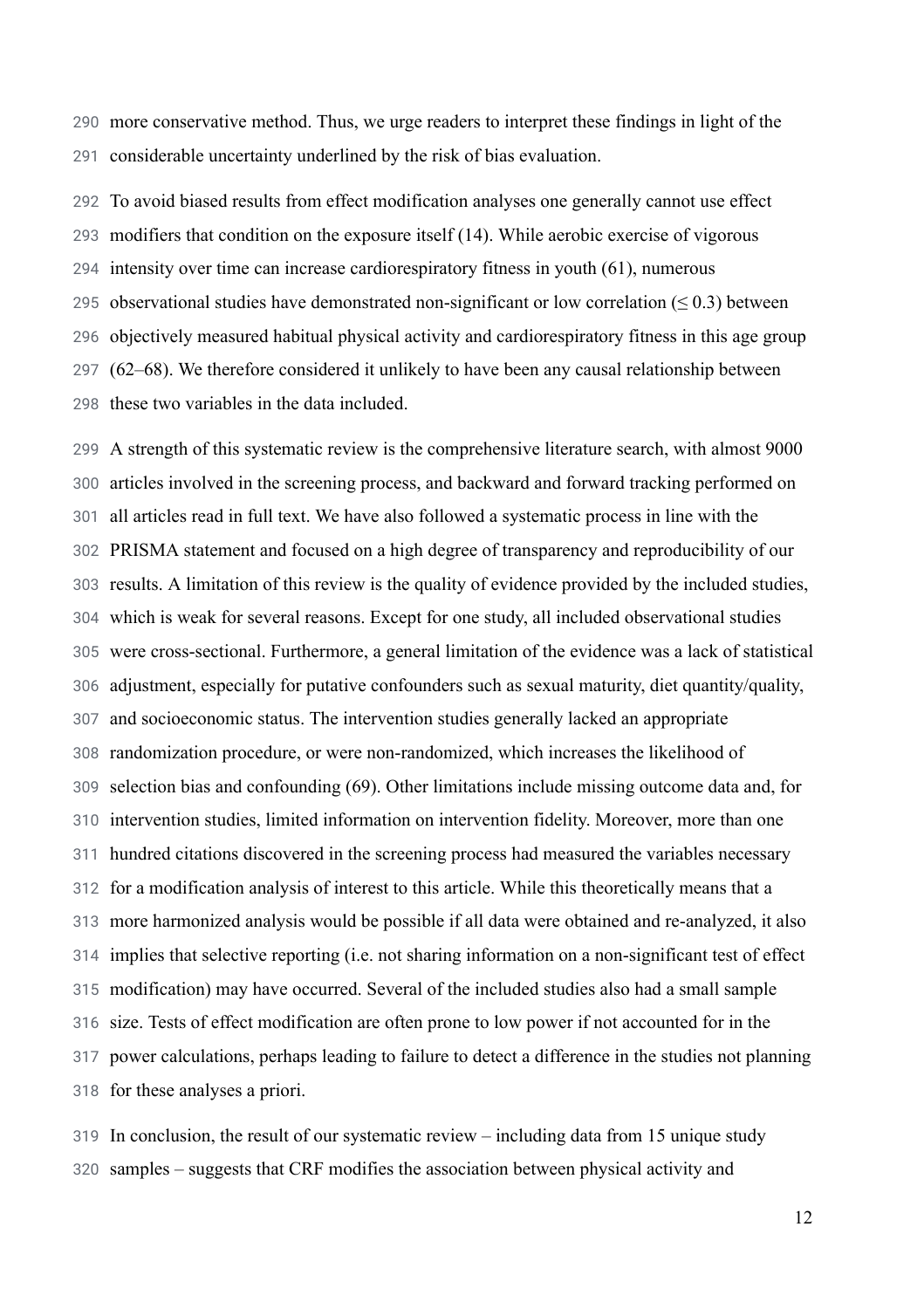more conservative method. Thus, we urge readers to interpret these findings in light of the considerable uncertainty underlined by the risk of bias evaluation.

To avoid biased results from effect modification analyses one generally cannot use effect modifiers that condition on the exposure itself (14). While aerobic exercise of vigorous intensity over time can increase cardiorespiratory fitness in youth (61), numerous observational studies have demonstrated non-significant or low correlation ($\leq 0.3$) between objectively measured habitual physical activity and cardiorespiratory fitness in this age group (62–68). We therefore considered it unlikely to have been any causal relationship between these two variables in the data included.

A strength of this systematic review is the comprehensive literature search, with almost 9000 articles involved in the screening process, and backward and forward tracking performed on all articles read in full text. We have also followed a systematic process in line with the PRISMA statement and focused on a high degree of transparency and reproducibility of our results. A limitation of this review is the quality of evidence provided by the included studies, which is weak for several reasons. Except for one study, all included observational studies were cross-sectional. Furthermore, a general limitation of the evidence was a lack of statistical adjustment, especially for putative confounders such as sexual maturity, diet quantity/quality, and socioeconomic status. The intervention studies generally lacked an appropriate randomization procedure, or were non-randomized, which increases the likelihood of selection bias and confounding (69). Other limitations include missing outcome data and, for intervention studies, limited information on intervention fidelity. Moreover, more than one hundred citations discovered in the screening process had measured the variables necessary for a modification analysis of interest to this article. While this theoretically means that a more harmonized analysis would be possible if all data were obtained and re-analyzed, it also implies that selective reporting (i.e. not sharing information on a non-significant test of effect modification) may have occurred. Several of the included studies also had a small sample size. Tests of effect modification are often prone to low power if not accounted for in the power calculations, perhaps leading to failure to detect a difference in the studies not planning for these analyses a priori.

In conclusion, the result of our systematic review – including data from 15 unique study samples – suggests that CRF modifies the association between physical activity and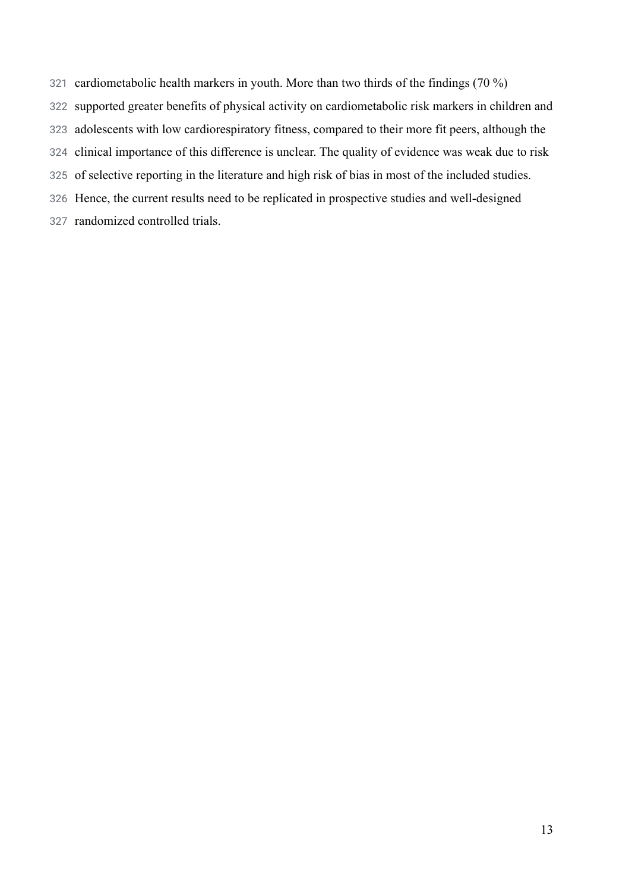cardiometabolic health markers in youth. More than two thirds of the findings (70 %) supported greater benefits of physical activity on cardiometabolic risk markers in children and adolescents with low cardiorespiratory fitness, compared to their more fit peers, although the clinical importance of this difference is unclear. The quality of evidence was weak due to risk of selective reporting in the literature and high risk of bias in most of the included studies. Hence, the current results need to be replicated in prospective studies and well-designed randomized controlled trials.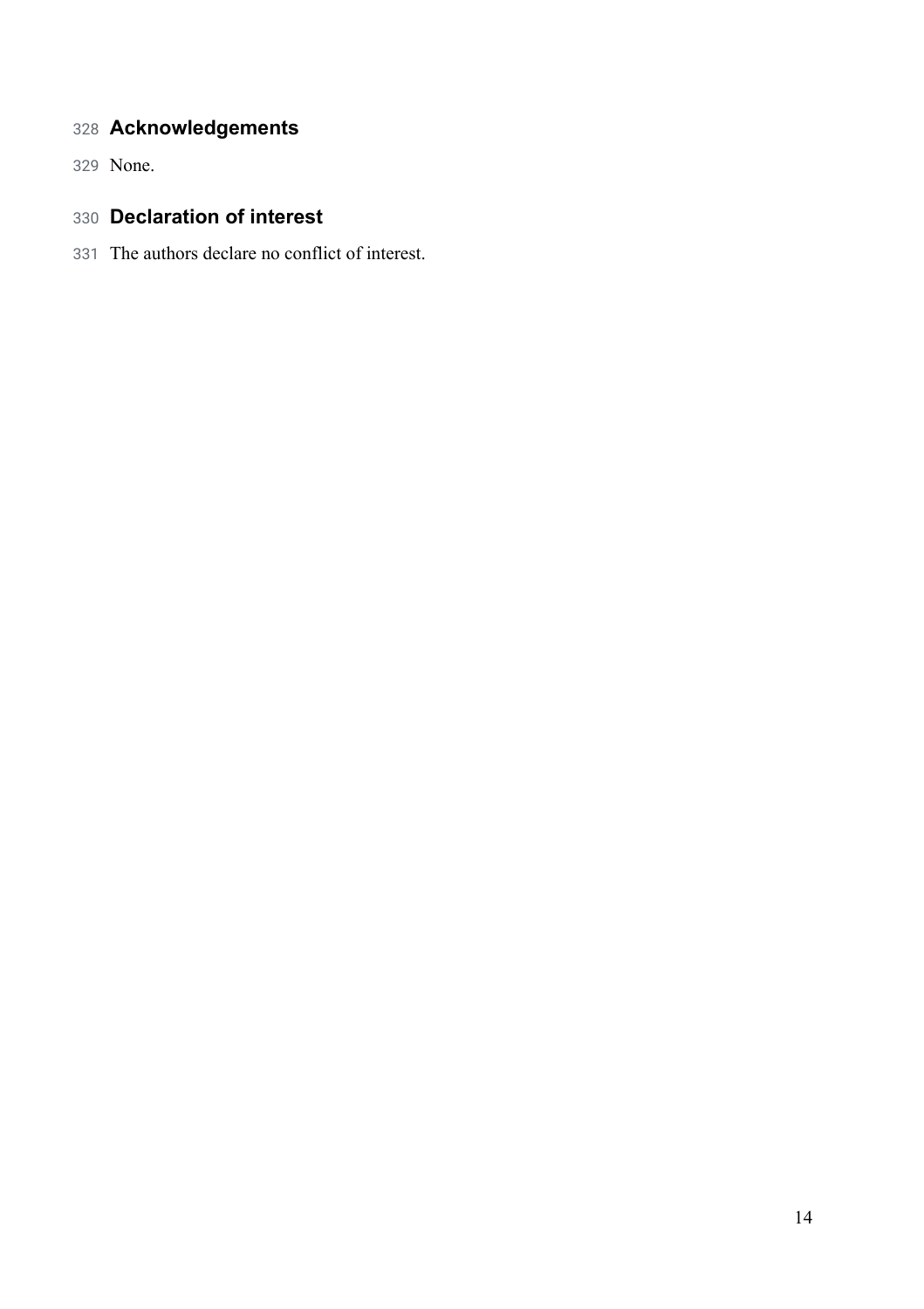## Acknowledgements

None.

## Declaration of interest

The authors declare no conflict of interest.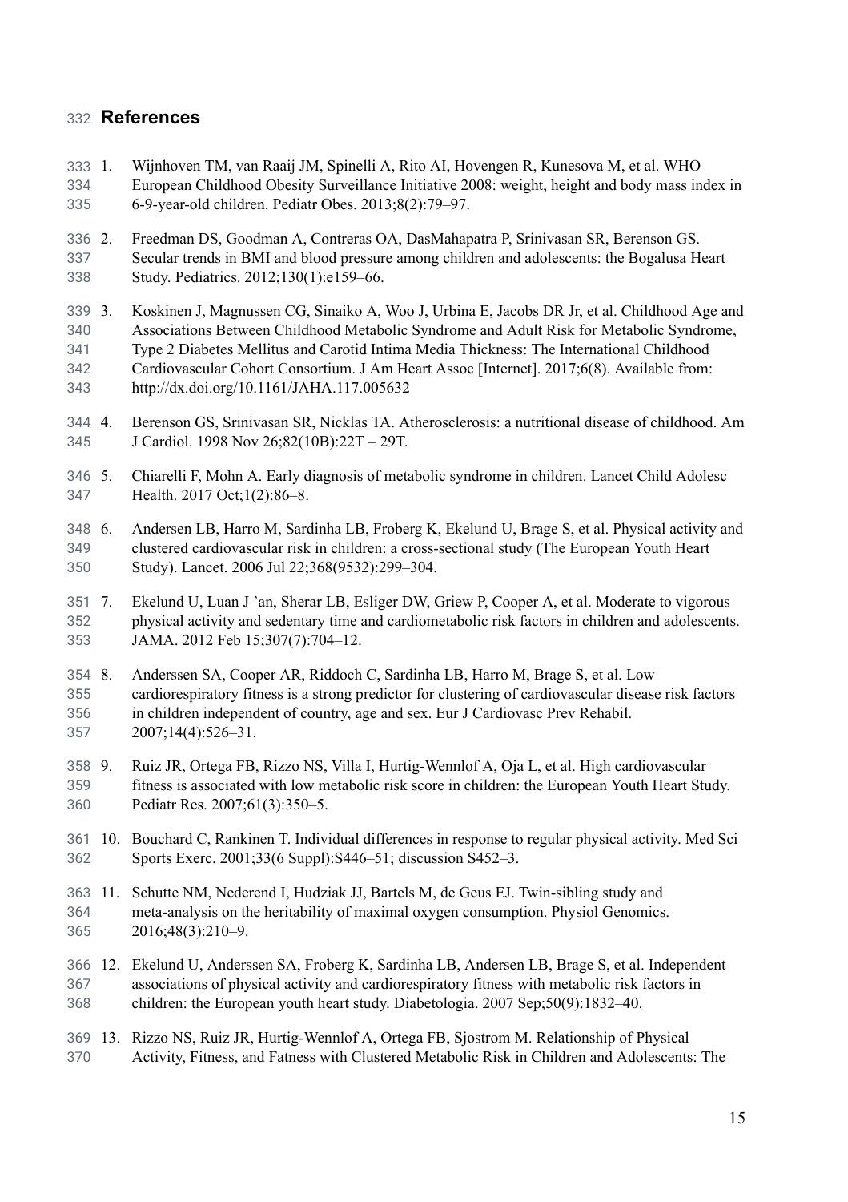## References

1. Wijnhoven TM, van Raaij JM, Spinelli A, Rito AI, Hovengen R, Kunesova M, et al. WHO European Childhood Obesity Surveillance Initiative 2008: weight, height and body mass index in 6-9-year-old children. Pediatr Obes. 2013;8(2):79–97.

2. Freedman DS, Goodman A, Contreras OA, DasMahapatra P, Srinivasan SR, Berenson GS. Secular trends in BMI and blood pressure among children and adolescents: the Bogalusa Heart Study. Pediatrics. 2012;130(1):e159–66.

3. Koskinen J, Magnussen CG, Sinaiko A, Woo J, Urbina E, Jacobs DR Jr, et al. Childhood Age and Associations Between Childhood Metabolic Syndrome and Adult Risk for Metabolic Syndrome, Type 2 Diabetes Mellitus and Carotid Intima Media Thickness: The International Childhood Cardiovascular Cohort Consortium. J Am Heart Assoc [Internet]. 2017;6(8). Available from: http://dx.doi.org/10.1161/JAHA.117.005632

4. Berenson GS, Srinivasan SR, Nicklas TA. Atherosclerosis: a nutritional disease of childhood. Am J Cardiol. 1998 Nov 26;82(10B):22T – 29T.

5. Chiarelli F, Mohn A. Early diagnosis of metabolic syndrome in children. Lancet Child Adolesc Health. 2017 Oct;1(2):86–8.

6. Andersen LB, Harro M, Sardinha LB, Froberg K, Ekelund U, Brage S, et al. Physical activity and clustered cardiovascular risk in children: a cross-sectional study (The European Youth Heart Study). Lancet. 2006 Jul 22;368(9532):299–304.

7. Ekelund U, Luan J 'an, Sherar LB, Esliger DW, Griew P, Cooper A, et al. Moderate to vigorous physical activity and sedentary time and cardiometabolic risk factors in children and adolescents. JAMA. 2012 Feb 15;307(7):704–12.

8. Anderssen SA, Cooper AR, Riddoch C, Sardinha LB, Harro M, Brage S, et al. Low cardiorespiratory fitness is a strong predictor for clustering of cardiovascular disease risk factors in children independent of country, age and sex. Eur J Cardiovasc Prev Rehabil. 2007;14(4):526–31.

9. Ruiz JR, Ortega FB, Rizzo NS, Villa I, Hurtig-Wennlof A, Oja L, et al. High cardiovascular fitness is associated with low metabolic risk score in children: the European Youth Heart Study. Pediatr Res. 2007;61(3):350–5.

10. Bouchard C, Rankinen T. Individual differences in response to regular physical activity. Med Sci Sports Exerc. 2001;33(6 Suppl):S446–51; discussion S452–3.

11. Schutte NM, Nederend I, Hudziak JJ, Bartels M, de Geus EJ. Twin-sibling study and meta-analysis on the heritability of maximal oxygen consumption. Physiol Genomics. 2016;48(3):210–9.

12. Ekelund U, Anderssen SA, Froberg K, Sardinha LB, Andersen LB, Brage S, et al. Independent associations of physical activity and cardiorespiratory fitness with metabolic risk factors in children: the European youth heart study. Diabetologia. 2007 Sep;50(9):1832–40.

13. Rizzo NS, Ruiz JR, Hurtig-Wennlof A, Ortega FB, Sjostrom M. Relationship of Physical Activity, Fitness, and Fatness with Clustered Metabolic Risk in Children and Adolescents: The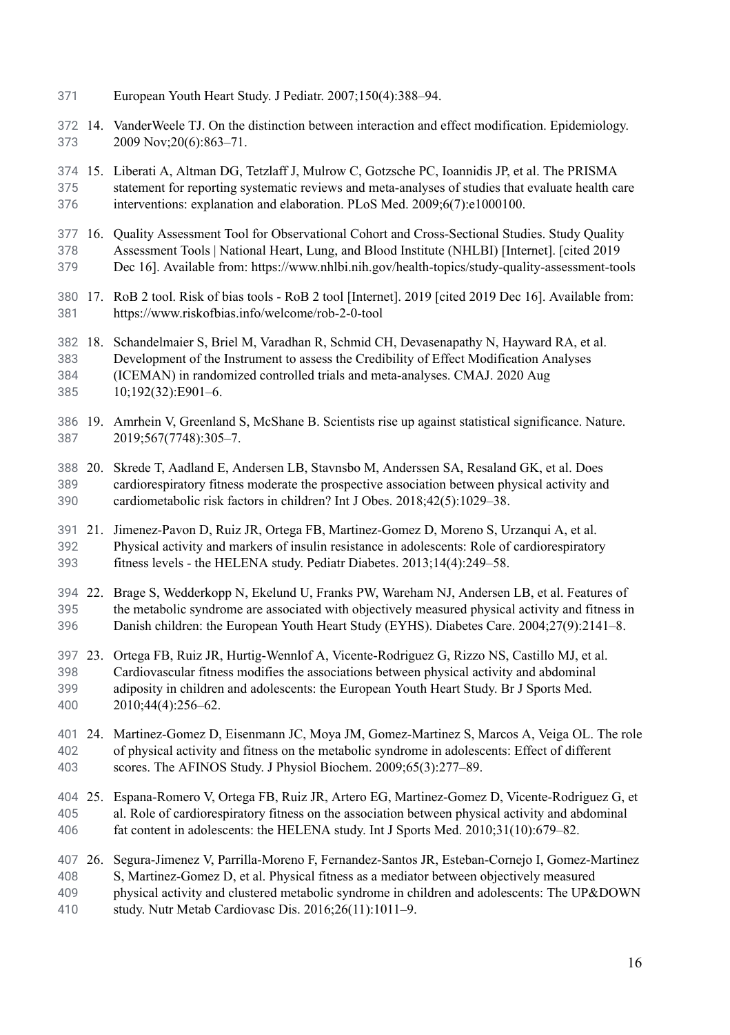European Youth Heart Study. J Pediatr. 2007;150(4):388–94.

14. VanderWeele TJ. On the distinction between interaction and effect modification. Epidemiology. 2009 Nov;20(6):863–71.

15. Liberati A, Altman DG, Tetzlaff J, Mulrow C, Gotzsche PC, Ioannidis JP, et al. The PRISMA statement for reporting systematic reviews and meta-analyses of studies that evaluate health care interventions: explanation and elaboration. PLoS Med. 2009;6(7):e1000100.

16. Quality Assessment Tool for Observational Cohort and Cross-Sectional Studies. Study Quality Assessment Tools | National Heart, Lung, and Blood Institute (NHLBI) [Internet]. [cited 2019 Dec 16]. Available from: https://www.nhlbi.nih.gov/health-topics/study-quality-assessment-tools

17. RoB 2 tool. Risk of bias tools - RoB 2 tool [Internet]. 2019 [cited 2019 Dec 16]. Available from: https://www.riskofbias.info/welcome/rob-2-0-tool

18. Schandelmaier S, Briel M, Varadhan R, Schmid CH, Devasenapathy N, Hayward RA, et al. Development of the Instrument to assess the Credibility of Effect Modification Analyses (ICEMAN) in randomized controlled trials and meta-analyses. CMAJ. 2020 Aug 10;192(32):E901–6.

19. Amrhein V, Greenland S, McShane B. Scientists rise up against statistical significance. Nature. 2019;567(7748):305–7.

20. Skrede T, Aadland E, Andersen LB, Stavnsbo M, Anderssen SA, Resaland GK, et al. Does cardiorespiratory fitness moderate the prospective association between physical activity and cardiometabolic risk factors in children? Int J Obes. 2018;42(5):1029–38.

21. Jimenez-Pavon D, Ruiz JR, Ortega FB, Martinez-Gomez D, Moreno S, Urzanqui A, et al. Physical activity and markers of insulin resistance in adolescents: Role of cardiorespiratory fitness levels - the HELENA study. Pediatr Diabetes. 2013;14(4):249–58.

22. Brage S, Wedderkopp N, Ekelund U, Franks PW, Wareham NJ, Andersen LB, et al. Features of the metabolic syndrome are associated with objectively measured physical activity and fitness in Danish children: the European Youth Heart Study (EYHS). Diabetes Care. 2004;27(9):2141–8.

23. Ortega FB, Ruiz JR, Hurtig-Wennlof A, Vicente-Rodriguez G, Rizzo NS, Castillo MJ, et al. Cardiovascular fitness modifies the associations between physical activity and abdominal adiposity in children and adolescents: the European Youth Heart Study. Br J Sports Med. 2010;44(4):256–62.

24. Martinez-Gomez D, Eisenmann JC, Moya JM, Gomez-Martinez S, Marcos A, Veiga OL. The role of physical activity and fitness on the metabolic syndrome in adolescents: Effect of different scores. The AFINOS Study. J Physiol Biochem. 2009;65(3):277–89.

25. Espana-Romero V, Ortega FB, Ruiz JR, Artero EG, Martinez-Gomez D, Vicente-Rodriguez G, et al. Role of cardiorespiratory fitness on the association between physical activity and abdominal fat content in adolescents: the HELENA study. Int J Sports Med. 2010;31(10):679–82.

26. Segura-Jimenez V, Parrilla-Moreno F, Fernandez-Santos JR, Esteban-Cornejo I, Gomez-Martinez S, Martinez-Gomez D, et al. Physical fitness as a mediator between objectively measured physical activity and clustered metabolic syndrome in children and adolescents: The UP&DOWN study. Nutr Metab Cardiovasc Dis. 2016;26(11):1011–9.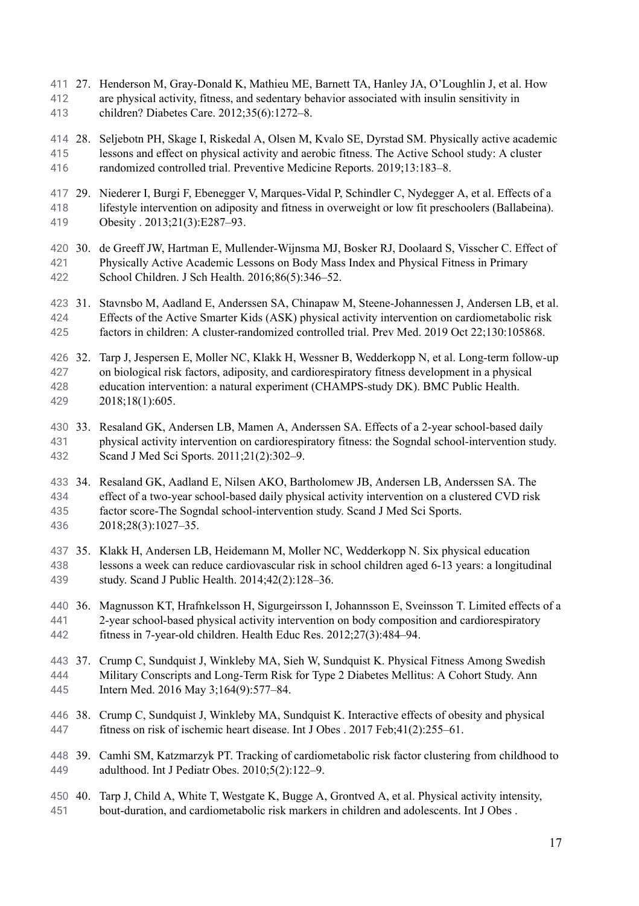27. Henderson M, Gray-Donald K, Mathieu ME, Barnett TA, Hanley JA, O'Loughlin J, et al. How are physical activity, fitness, and sedentary behavior associated with insulin sensitivity in children? Diabetes Care. 2012;35(6):1272–8.

28. Seljebotn PH, Skage I, Riskedal A, Olsen M, Kvalo SE, Dyrstad SM. Physically active academic lessons and effect on physical activity and aerobic fitness. The Active School study: A cluster randomized controlled trial. Preventive Medicine Reports. 2019;13:183–8.

29. Niederer I, Burgi F, Ebenegger V, Marques-Vidal P, Schindler C, Nydegger A, et al. Effects of a lifestyle intervention on adiposity and fitness in overweight or low fit preschoolers (Ballabeina). Obesity . 2013;21(3):E287–93.

30. de Greeff JW, Hartman E, Mullender-Wijnsma MJ, Bosker RJ, Doolaard S, Visscher C. Effect of Physically Active Academic Lessons on Body Mass Index and Physical Fitness in Primary School Children. J Sch Health. 2016;86(5):346–52.

31. Stavnsbo M, Aadland E, Anderssen SA, Chinapaw M, Steene-Johannessen J, Andersen LB, et al. Effects of the Active Smarter Kids (ASK) physical activity intervention on cardiometabolic risk factors in children: A cluster-randomized controlled trial. Prev Med. 2019 Oct 22;130:105868.

32. Tarp J, Jespersen E, Moller NC, Klakk H, Wessner B, Wedderkopp N, et al. Long-term follow-up on biological risk factors, adiposity, and cardiorespiratory fitness development in a physical education intervention: a natural experiment (CHAMPS-study DK). BMC Public Health. 2018;18(1):605.

33. Resaland GK, Andersen LB, Mamen A, Anderssen SA. Effects of a 2-year school-based daily physical activity intervention on cardiorespiratory fitness: the Sogndal school-intervention study. Scand J Med Sci Sports. 2011;21(2):302–9.

34. Resaland GK, Aadland E, Nilsen AKO, Bartholomew JB, Andersen LB, Anderssen SA. The effect of a two-year school-based daily physical activity intervention on a clustered CVD risk factor score-The Sogndal school-intervention study. Scand J Med Sci Sports. 2018;28(3):1027–35.

35. Klakk H, Andersen LB, Heidemann M, Moller NC, Wedderkopp N. Six physical education lessons a week can reduce cardiovascular risk in school children aged 6-13 years: a longitudinal study. Scand J Public Health. 2014;42(2):128–36.

36. Magnusson KT, Hrafnkelsson H, Sigurgeirsson I, Johannsson E, Sveinsson T. Limited effects of a 2-year school-based physical activity intervention on body composition and cardiorespiratory fitness in 7-year-old children. Health Educ Res. 2012;27(3):484–94.

37. Crump C, Sundquist J, Winkleby MA, Sieh W, Sundquist K. Physical Fitness Among Swedish Military Conscripts and Long-Term Risk for Type 2 Diabetes Mellitus: A Cohort Study. Ann Intern Med. 2016 May 3;164(9):577–84.

38. Crump C, Sundquist J, Winkleby MA, Sundquist K. Interactive effects of obesity and physical fitness on risk of ischemic heart disease. Int J Obes . 2017 Feb;41(2):255–61.

39. Camhi SM, Katzmarzyk PT. Tracking of cardiometabolic risk factor clustering from childhood to adulthood. Int J Pediatr Obes. 2010;5(2):122–9.

40. Tarp J, Child A, White T, Westgate K, Bugge A, Grontved A, et al. Physical activity intensity, bout-duration, and cardiometabolic risk markers in children and adolescents. Int J Obes .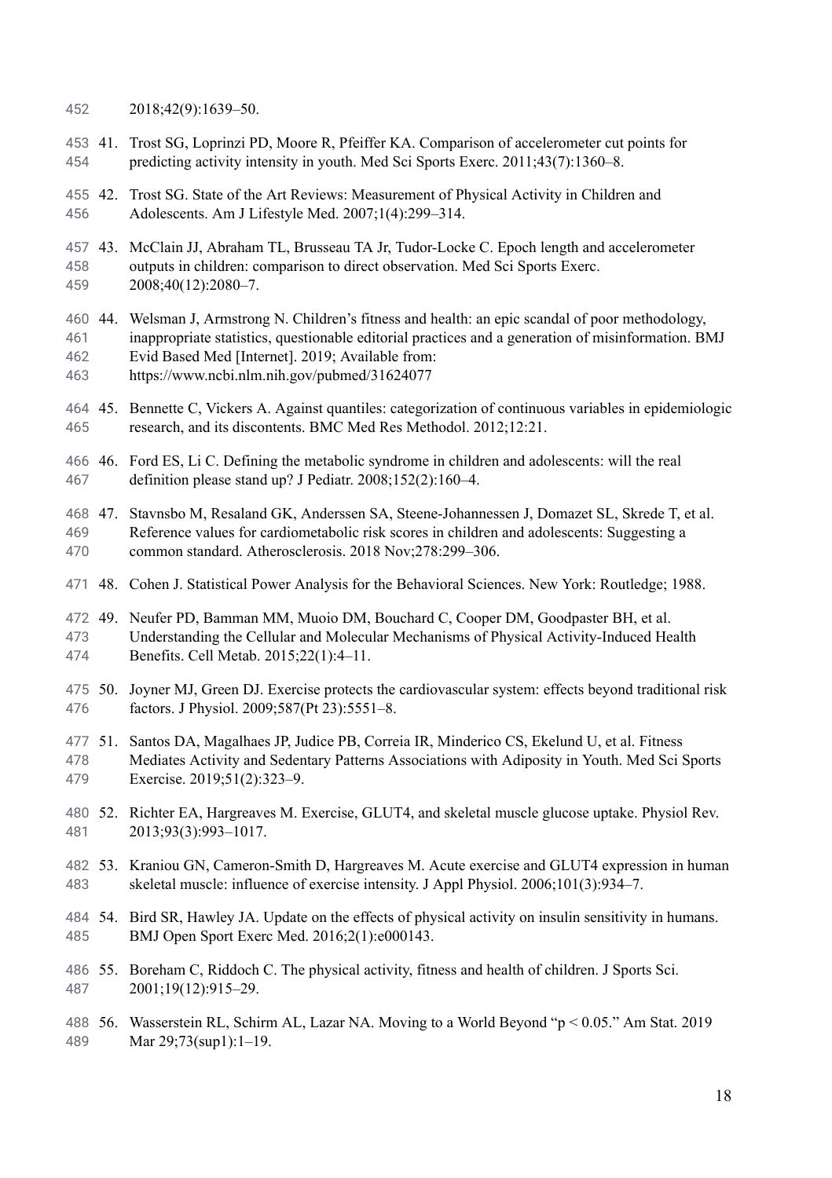2018;42(9):1639–50.

41. Trost SG, Loprinzi PD, Moore R, Pfeiffer KA. Comparison of accelerometer cut points for predicting activity intensity in youth. Med Sci Sports Exerc. 2011;43(7):1360–8.

42. Trost SG. State of the Art Reviews: Measurement of Physical Activity in Children and Adolescents. Am J Lifestyle Med. 2007;1(4):299–314.

43. McClain JJ, Abraham TL, Brusseau TA Jr, Tudor-Locke C. Epoch length and accelerometer outputs in children: comparison to direct observation. Med Sci Sports Exerc. 2008;40(12):2080–7.

44. Welsman J, Armstrong N. Children's fitness and health: an epic scandal of poor methodology, inappropriate statistics, questionable editorial practices and a generation of misinformation. BMJ Evid Based Med [Internet]. 2019; Available from: https://www.ncbi.nlm.nih.gov/pubmed/31624077

45. Bennette C, Vickers A. Against quantiles: categorization of continuous variables in epidemiologic research, and its discontents. BMC Med Res Methodol. 2012;12:21.

46. Ford ES, Li C. Defining the metabolic syndrome in children and adolescents: will the real definition please stand up? J Pediatr. 2008;152(2):160–4.

47. Stavnsbo M, Resaland GK, Anderssen SA, Steene-Johannessen J, Domazet SL, Skrede T, et al. Reference values for cardiometabolic risk scores in children and adolescents: Suggesting a common standard. Atherosclerosis. 2018 Nov;278:299–306.

48. Cohen J. Statistical Power Analysis for the Behavioral Sciences. New York: Routledge; 1988.

49. Neufer PD, Bamman MM, Muoio DM, Bouchard C, Cooper DM, Goodpaster BH, et al. Understanding the Cellular and Molecular Mechanisms of Physical Activity-Induced Health Benefits. Cell Metab. 2015;22(1):4–11.

50. Joyner MJ, Green DJ. Exercise protects the cardiovascular system: effects beyond traditional risk factors. J Physiol. 2009;587(Pt 23):5551–8.

51. Santos DA, Magalhaes JP, Judice PB, Correia IR, Minderico CS, Ekelund U, et al. Fitness Mediates Activity and Sedentary Patterns Associations with Adiposity in Youth. Med Sci Sports Exercise. 2019;51(2):323–9.

52. Richter EA, Hargreaves M. Exercise, GLUT4, and skeletal muscle glucose uptake. Physiol Rev. 2013;93(3):993–1017.

53. Kraniou GN, Cameron-Smith D, Hargreaves M. Acute exercise and GLUT4 expression in human skeletal muscle: influence of exercise intensity. J Appl Physiol. 2006;101(3):934–7.

54. Bird SR, Hawley JA. Update on the effects of physical activity on insulin sensitivity in humans. BMJ Open Sport Exerc Med. 2016;2(1):e000143.

55. Boreham C, Riddoch C. The physical activity, fitness and health of children. J Sports Sci. 2001;19(12):915–29.

56. Wasserstein RL, Schirm AL, Lazar NA. Moving to a World Beyond "p < 0.05." Am Stat. 2019 Mar 29;73(sup1):1–19.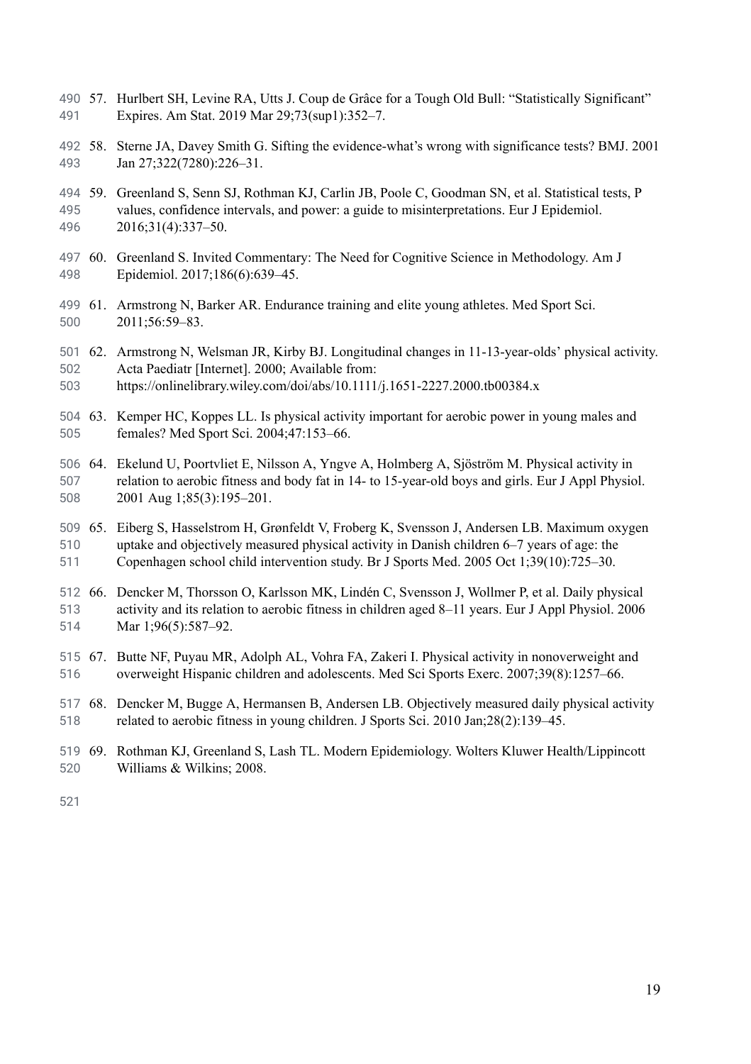57. Hurlbert SH, Levine RA, Utts J. Coup de Grâce for a Tough Old Bull: "Statistically Significant" Expires. Am Stat. 2019 Mar 29;73(sup1):352–7.

58. Sterne JA, Davey Smith G. Sifting the evidence-what's wrong with significance tests? BMJ. 2001 Jan 27;322(7280):226–31.

59. Greenland S, Senn SJ, Rothman KJ, Carlin JB, Poole C, Goodman SN, et al. Statistical tests, P values, confidence intervals, and power: a guide to misinterpretations. Eur J Epidemiol. 2016;31(4):337–50.

60. Greenland S. Invited Commentary: The Need for Cognitive Science in Methodology. Am J Epidemiol. 2017;186(6):639–45.

61. Armstrong N, Barker AR. Endurance training and elite young athletes. Med Sport Sci. 2011;56:59–83.

62. Armstrong N, Welsman JR, Kirby BJ. Longitudinal changes in 11-13-year-olds' physical activity. Acta Paediatr [Internet]. 2000; Available from: https://onlinelibrary.wiley.com/doi/abs/10.1111/j.1651-2227.2000.tb00384.x

63. Kemper HC, Koppes LL. Is physical activity important for aerobic power in young males and females? Med Sport Sci. 2004;47:153–66.

64. Ekelund U, Poortvliet E, Nilsson A, Yngve A, Holmberg A, Sjöström M. Physical activity in relation to aerobic fitness and body fat in 14- to 15-year-old boys and girls. Eur J Appl Physiol. 2001 Aug 1;85(3):195–201.

65. Eiberg S, Hasselstrom H, Grønfeldt V, Froberg K, Svensson J, Andersen LB. Maximum oxygen uptake and objectively measured physical activity in Danish children 6–7 years of age: the Copenhagen school child intervention study. Br J Sports Med. 2005 Oct 1;39(10):725–30.

66. Dencker M, Thorsson O, Karlsson MK, Lindén C, Svensson J, Wollmer P, et al. Daily physical activity and its relation to aerobic fitness in children aged 8–11 years. Eur J Appl Physiol. 2006 Mar 1;96(5):587–92.

67. Butte NF, Puyau MR, Adolph AL, Vohra FA, Zakeri I. Physical activity in nonoverweight and overweight Hispanic children and adolescents. Med Sci Sports Exerc. 2007;39(8):1257–66.

68. Dencker M, Bugge A, Hermansen B, Andersen LB. Objectively measured daily physical activity related to aerobic fitness in young children. J Sports Sci. 2010 Jan;28(2):139–45.

69. Rothman KJ, Greenland S, Lash TL. Modern Epidemiology. Wolters Kluwer Health/Lippincott Williams & Wilkins; 2008.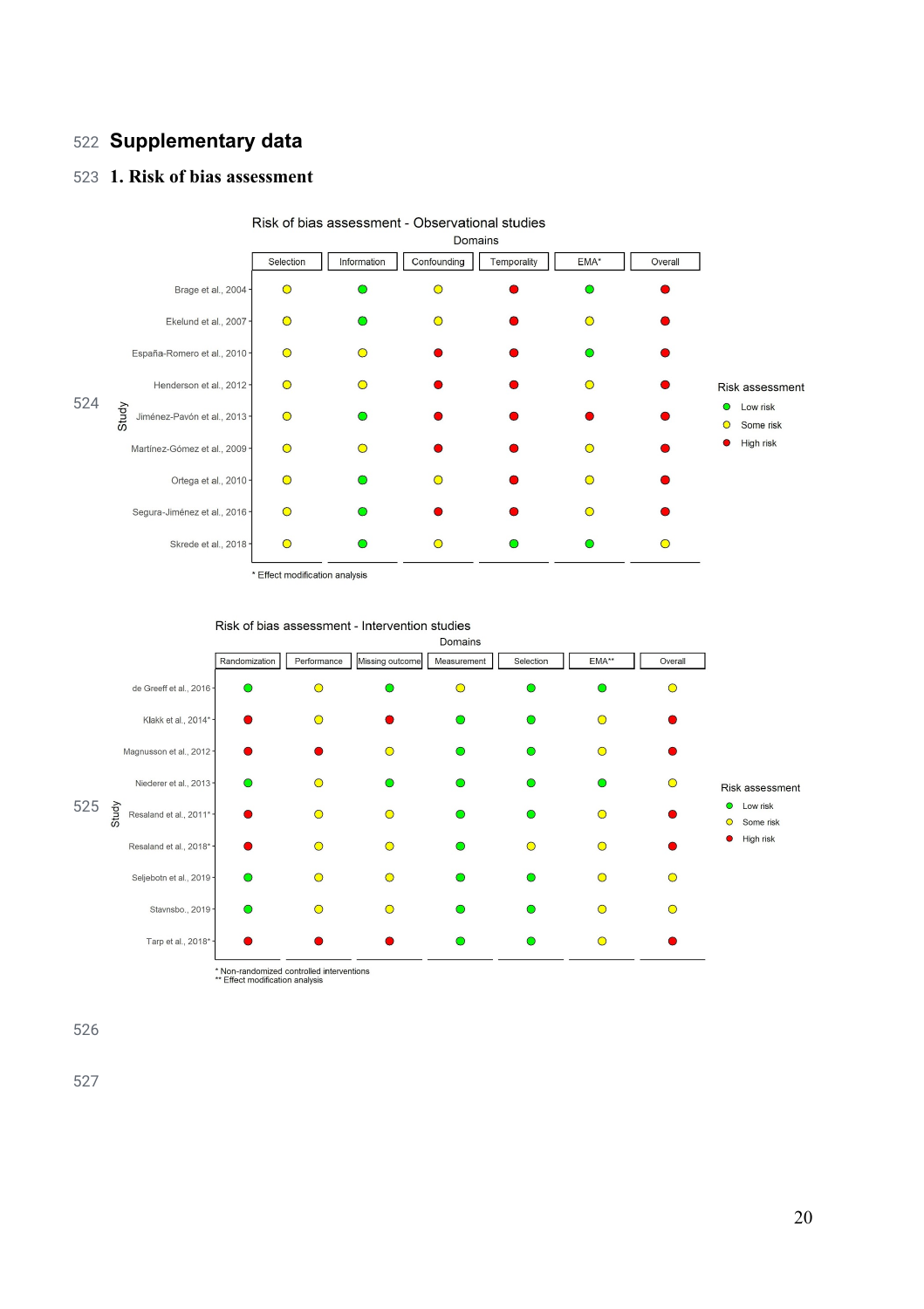# Supplementary data

## 1. Risk of bias assessment

Risk of bias assessment - Observational studies

| Study | Selection | Information | Confounding | Temporality | EMA* | Overall |
|---|---|---|---|---|---|---|
| Brage et al., 2004 | Some risk | Low risk | Some risk | High risk | Low risk | High risk |
| Ekelund et al., 2007 | Some risk | Low risk | Some risk | High risk | Some risk | High risk |
| España-Romero et al., 2010 | Some risk | Some risk | High risk | High risk | Low risk | High risk |
| Henderson et al., 2012 | Some risk | Some risk | High risk | High risk | Some risk | High risk |
| Jiménez-Pavón et al., 2013 | Some risk | Low risk | High risk | High risk | High risk | High risk |
| Martínez-Gómez et al., 2009 | Some risk | Some risk | High risk | High risk | Some risk | High risk |
| Ortega et al., 2010 | Some risk | Low risk | Some risk | High risk | Some risk | High risk |
| Segura-Jiménez et al., 2016 | Some risk | Low risk | High risk | High risk | Some risk | High risk |
| Skrede et al., 2018 | Some risk | Low risk | Some risk | Low risk | Low risk | Some risk |

\* Effect modification analysis

Risk of bias assessment - Intervention studies

| Study | Randomization | Performance | Missing outcome | Measurement | Selection | EMA** | Overall |
|---|---|---|---|---|---|---|---|
| de Greeff et al., 2016 | Low risk | Some risk | Low risk | Some risk | Low risk | Low risk | Some risk |
| Klakk et al., 2014* | High risk | Some risk | High risk | Low risk | Low risk | Some risk | High risk |
| Magnusson et al., 2012 | High risk | High risk | Some risk | Low risk | Low risk | Some risk | High risk |
| Niederer et al., 2013 | Low risk | Some risk | Low risk | Low risk | Low risk | Low risk | Some risk |
| Resaland et al., 2011* | High risk | Some risk | Some risk | Low risk | Low risk | Some risk | High risk |
| Resaland et al., 2018* | High risk | Some risk | Some risk | Low risk | Some risk | Some risk | High risk |
| Seljebotn et al., 2019 | Low risk | Some risk | Some risk | Low risk | Low risk | Some risk | Some risk |
| Stavnsbo., 2019 | Low risk | Some risk | Some risk | Low risk | Low risk | Some risk | Some risk |
| Tarp et al., 2018* | High risk | High risk | High risk | Low risk | Low risk | Some risk | High risk |

\* Non-randomized controlled interventions
\*\* Effect modification analysis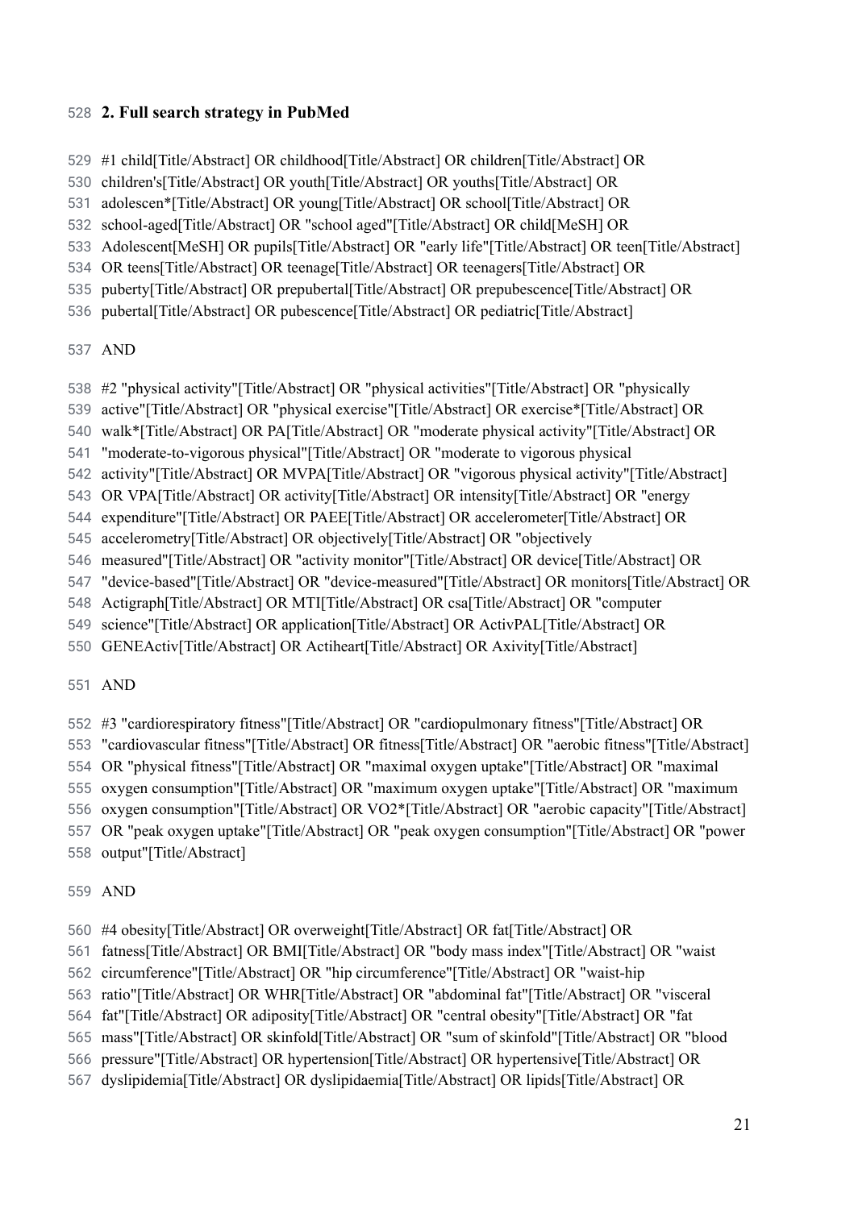## 2. Full search strategy in PubMed

#1 child[Title/Abstract] OR childhood[Title/Abstract] OR children[Title/Abstract] OR children's[Title/Abstract] OR youth[Title/Abstract] OR youths[Title/Abstract] OR adolescen*[Title/Abstract] OR young[Title/Abstract] OR school[Title/Abstract] OR school-aged[Title/Abstract] OR "school aged"[Title/Abstract] OR child[MeSH] OR Adolescent[MeSH] OR pupils[Title/Abstract] OR "early life"[Title/Abstract] OR teen[Title/Abstract] OR teens[Title/Abstract] OR teenage[Title/Abstract] OR teenagers[Title/Abstract] OR puberty[Title/Abstract] OR prepubertal[Title/Abstract] OR prepubescence[Title/Abstract] OR pubertal[Title/Abstract] OR pubescence[Title/Abstract] OR pediatric[Title/Abstract]

AND

#2 "physical activity"[Title/Abstract] OR "physical activities"[Title/Abstract] OR "physically active"[Title/Abstract] OR "physical exercise"[Title/Abstract] OR exercise*[Title/Abstract] OR walk*[Title/Abstract] OR PA[Title/Abstract] OR "moderate physical activity"[Title/Abstract] OR "moderate-to-vigorous physical"[Title/Abstract] OR "moderate to vigorous physical activity"[Title/Abstract] OR MVPA[Title/Abstract] OR "vigorous physical activity"[Title/Abstract] OR VPA[Title/Abstract] OR activity[Title/Abstract] OR intensity[Title/Abstract] OR "energy expenditure"[Title/Abstract] OR PAEE[Title/Abstract] OR accelerometer[Title/Abstract] OR accelerometry[Title/Abstract] OR objectively[Title/Abstract] OR "objectively measured"[Title/Abstract] OR "activity monitor"[Title/Abstract] OR device[Title/Abstract] OR "device-based"[Title/Abstract] OR "device-measured"[Title/Abstract] OR monitors[Title/Abstract] OR Actigraph[Title/Abstract] OR MTI[Title/Abstract] OR csa[Title/Abstract] OR "computer science"[Title/Abstract] OR application[Title/Abstract] OR ActivPAL[Title/Abstract] OR GENEActiv[Title/Abstract] OR Actiheart[Title/Abstract] OR Axivity[Title/Abstract]

AND

#3 "cardiorespiratory fitness"[Title/Abstract] OR "cardiopulmonary fitness"[Title/Abstract] OR "cardiovascular fitness"[Title/Abstract] OR fitness[Title/Abstract] OR "aerobic fitness"[Title/Abstract] OR "physical fitness"[Title/Abstract] OR "maximal oxygen uptake"[Title/Abstract] OR "maximal oxygen consumption"[Title/Abstract] OR "maximum oxygen uptake"[Title/Abstract] OR "maximum oxygen consumption"[Title/Abstract] OR VO2*[Title/Abstract] OR "aerobic capacity"[Title/Abstract] OR "peak oxygen uptake"[Title/Abstract] OR "peak oxygen consumption"[Title/Abstract] OR "power output"[Title/Abstract]

AND

#4 obesity[Title/Abstract] OR overweight[Title/Abstract] OR fat[Title/Abstract] OR fatness[Title/Abstract] OR BMI[Title/Abstract] OR "body mass index"[Title/Abstract] OR "waist circumference"[Title/Abstract] OR "hip circumference"[Title/Abstract] OR "waist-hip ratio"[Title/Abstract] OR WHR[Title/Abstract] OR "abdominal fat"[Title/Abstract] OR "visceral fat"[Title/Abstract] OR adiposity[Title/Abstract] OR "central obesity"[Title/Abstract] OR "fat mass"[Title/Abstract] OR skinfold[Title/Abstract] OR "sum of skinfold"[Title/Abstract] OR "blood pressure"[Title/Abstract] OR hypertension[Title/Abstract] OR hypertensive[Title/Abstract] OR dyslipidemia[Title/Abstract] OR dyslipidaemia[Title/Abstract] OR lipids[Title/Abstract] OR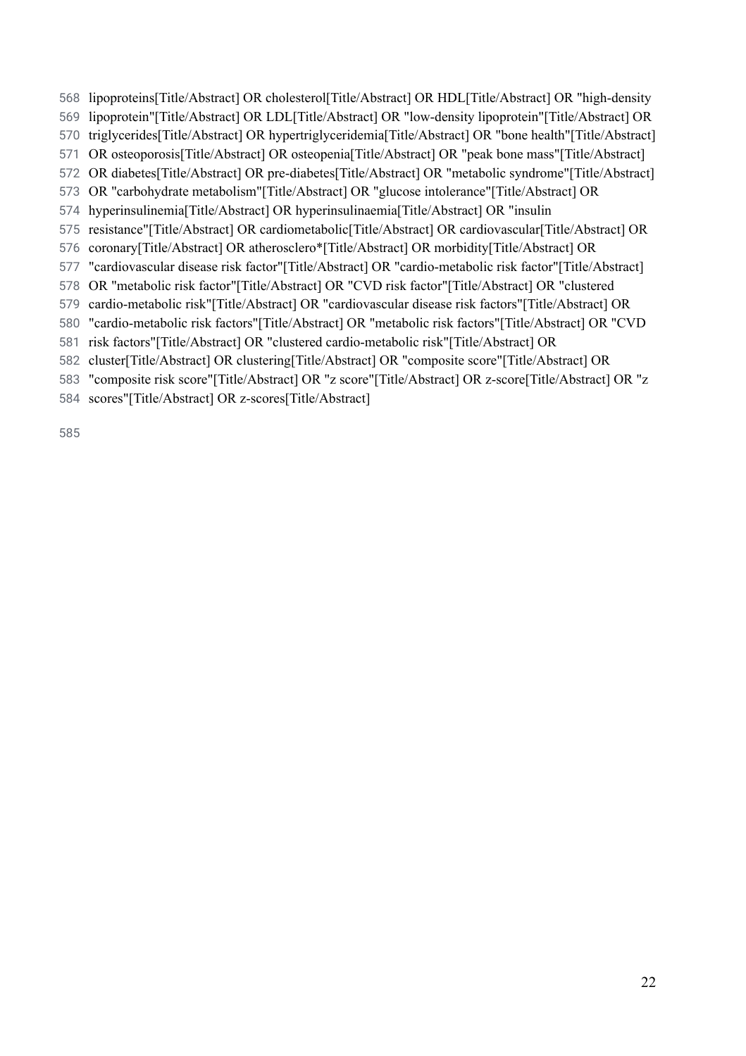lipoproteins[Title/Abstract] OR cholesterol[Title/Abstract] OR HDL[Title/Abstract] OR "high-density lipoprotein"[Title/Abstract] OR LDL[Title/Abstract] OR "low-density lipoprotein"[Title/Abstract] OR triglycerides[Title/Abstract] OR hypertriglyceridemia[Title/Abstract] OR "bone health"[Title/Abstract] OR osteoporosis[Title/Abstract] OR osteopenia[Title/Abstract] OR "peak bone mass"[Title/Abstract] OR diabetes[Title/Abstract] OR pre-diabetes[Title/Abstract] OR "metabolic syndrome"[Title/Abstract] OR "carbohydrate metabolism"[Title/Abstract] OR "glucose intolerance"[Title/Abstract] OR hyperinsulinemia[Title/Abstract] OR hyperinsulinaemia[Title/Abstract] OR "insulin resistance"[Title/Abstract] OR cardiometabolic[Title/Abstract] OR cardiovascular[Title/Abstract] OR coronary[Title/Abstract] OR atherosclero*[Title/Abstract] OR morbidity[Title/Abstract] OR "cardiovascular disease risk factor"[Title/Abstract] OR "cardio-metabolic risk factor"[Title/Abstract] OR "metabolic risk factor"[Title/Abstract] OR "CVD risk factor"[Title/Abstract] OR "clustered cardio-metabolic risk"[Title/Abstract] OR "cardiovascular disease risk factors"[Title/Abstract] OR "cardio-metabolic risk factors"[Title/Abstract] OR "metabolic risk factors"[Title/Abstract] OR "CVD risk factors"[Title/Abstract] OR "clustered cardio-metabolic risk"[Title/Abstract] OR cluster[Title/Abstract] OR clustering[Title/Abstract] OR "composite score"[Title/Abstract] OR "composite risk score"[Title/Abstract] OR "z score"[Title/Abstract] OR z-score[Title/Abstract] OR "z scores"[Title/Abstract] OR z-scores[Title/Abstract]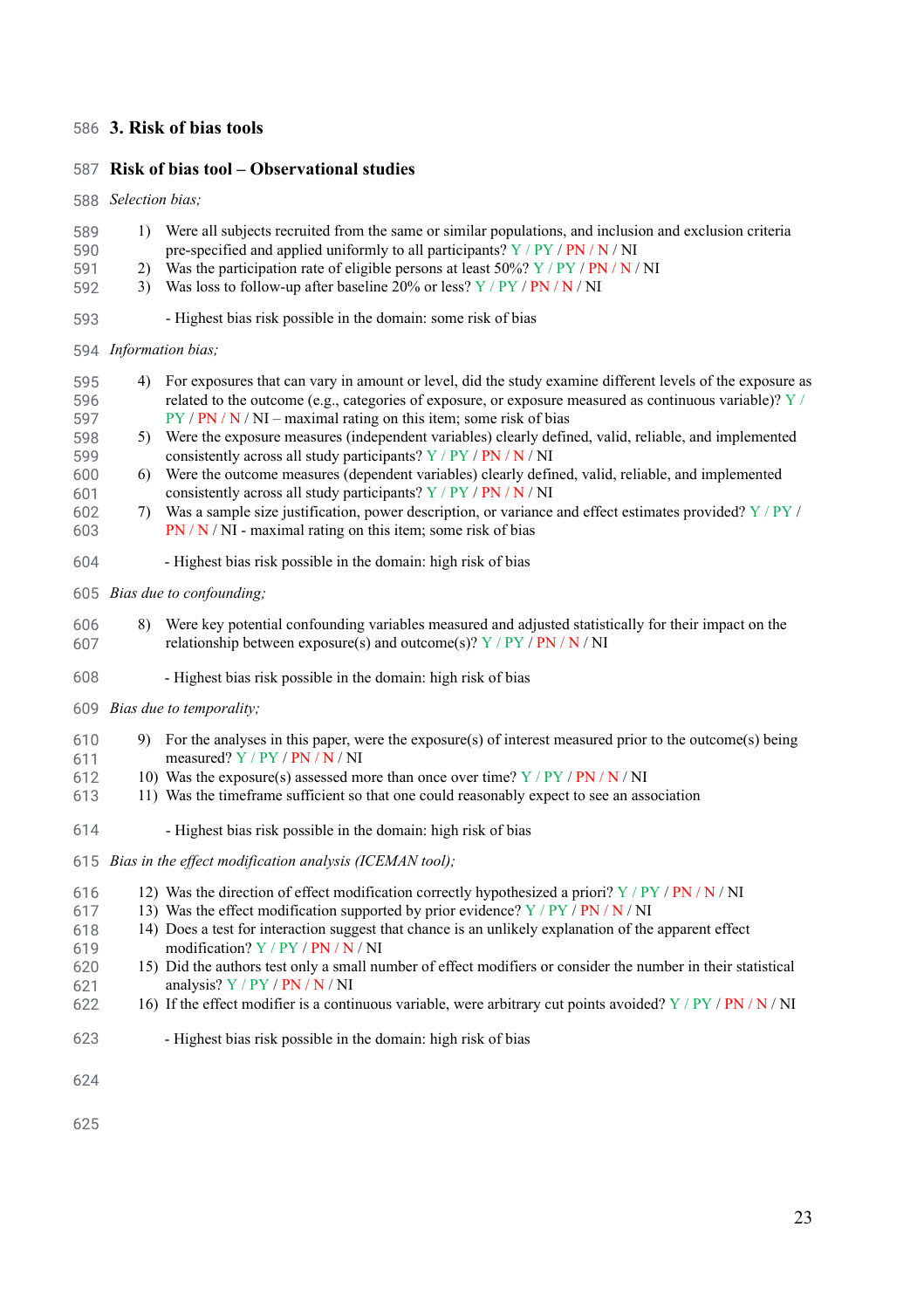## 3. Risk of bias tools

### Risk of bias tool – Observational studies

*Selection bias;*

1) Were all subjects recruited from the same or similar populations, and inclusion and exclusion criteria pre-specified and applied uniformly to all participants? Y / PY / PN / N / NI
2) Was the participation rate of eligible persons at least 50%? Y / PY / PN / N / NI
3) Was loss to follow-up after baseline 20% or less? Y / PY / PN / N / NI

- Highest bias risk possible in the domain: some risk of bias

*Information bias;*

4) For exposures that can vary in amount or level, did the study examine different levels of the exposure as related to the outcome (e.g., categories of exposure, or exposure measured as continuous variable)? Y / PY / PN / N / NI – maximal rating on this item; some risk of bias
5) Were the exposure measures (independent variables) clearly defined, valid, reliable, and implemented consistently across all study participants? Y / PY / PN / N / NI
6) Were the outcome measures (dependent variables) clearly defined, valid, reliable, and implemented consistently across all study participants? Y / PY / PN / N / NI
7) Was a sample size justification, power description, or variance and effect estimates provided? Y / PY / PN / N / NI - maximal rating on this item; some risk of bias

- Highest bias risk possible in the domain: high risk of bias

*Bias due to confounding;*

8) Were key potential confounding variables measured and adjusted statistically for their impact on the relationship between exposure(s) and outcome(s)? Y / PY / PN / N / NI

- Highest bias risk possible in the domain: high risk of bias

*Bias due to temporality;*

9) For the analyses in this paper, were the exposure(s) of interest measured prior to the outcome(s) being measured? Y / PY / PN / N / NI
10) Was the exposure(s) assessed more than once over time? Y / PY / PN / N / NI
11) Was the timeframe sufficient so that one could reasonably expect to see an association

- Highest bias risk possible in the domain: high risk of bias

*Bias in the effect modification analysis (ICEMAN tool);*

12) Was the direction of effect modification correctly hypothesized a priori? Y / PY / PN / N / NI
13) Was the effect modification supported by prior evidence? Y / PY / PN / N / NI
14) Does a test for interaction suggest that chance is an unlikely explanation of the apparent effect modification? Y / PY / PN / N / NI
15) Did the authors test only a small number of effect modifiers or consider the number in their statistical analysis? Y / PY / PN / N / NI
16) If the effect modifier is a continuous variable, were arbitrary cut points avoided? Y / PY / PN / N / NI

- Highest bias risk possible in the domain: high risk of bias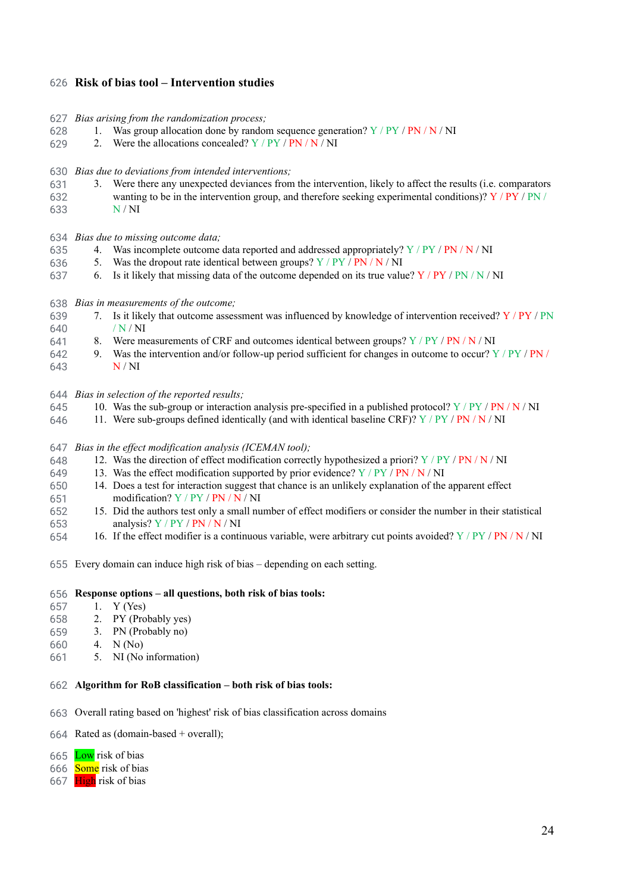# Risk of bias tool – Intervention studies

*Bias arising from the randomization process;*

1. Was group allocation done by random sequence generation? Y / PY / PN / N / NI
2. Were the allocations concealed? Y / PY / PN / N / NI

*Bias due to deviations from intended interventions;*

3. Were there any unexpected deviances from the intervention, likely to affect the results (i.e. comparators wanting to be in the intervention group, and therefore seeking experimental conditions)? Y / PY / PN / N / NI

*Bias due to missing outcome data;*

4. Was incomplete outcome data reported and addressed appropriately? Y / PY / PN / N / NI
5. Was the dropout rate identical between groups? Y / PY / PN / N / NI
6. Is it likely that missing data of the outcome depended on its true value? Y / PY / PN / N / NI

*Bias in measurements of the outcome;*

7. Is it likely that outcome assessment was influenced by knowledge of intervention received? Y / PY / PN / N / NI
8. Were measurements of CRF and outcomes identical between groups? Y / PY / PN / N / NI
9. Was the intervention and/or follow-up period sufficient for changes in outcome to occur? Y / PY / PN / N / NI

*Bias in selection of the reported results;*

10. Was the sub-group or interaction analysis pre-specified in a published protocol? Y / PY / PN / N / NI
11. Were sub-groups defined identically (and with identical baseline CRF)? Y / PY / PN / N / NI

*Bias in the effect modification analysis (ICEMAN tool);*

12. Was the direction of effect modification correctly hypothesized a priori? Y / PY / PN / N / NI
13. Was the effect modification supported by prior evidence? Y / PY / PN / N / NI
14. Does a test for interaction suggest that chance is an unlikely explanation of the apparent effect modification? Y / PY / PN / N / NI
15. Did the authors test only a small number of effect modifiers or consider the number in their statistical analysis? Y / PY / PN / N / NI
16. If the effect modifier is a continuous variable, were arbitrary cut points avoided? Y / PY / PN / N / NI

Every domain can induce high risk of bias – depending on each setting.

**Response options – all questions, both risk of bias tools:**

1. Y (Yes)
2. PY (Probably yes)
3. PN (Probably no)
4. N (No)
5. NI (No information)

**Algorithm for RoB classification – both risk of bias tools:**

Overall rating based on 'highest' risk of bias classification across domains

Rated as (domain-based + overall);

Low risk of bias
Some risk of bias
High risk of bias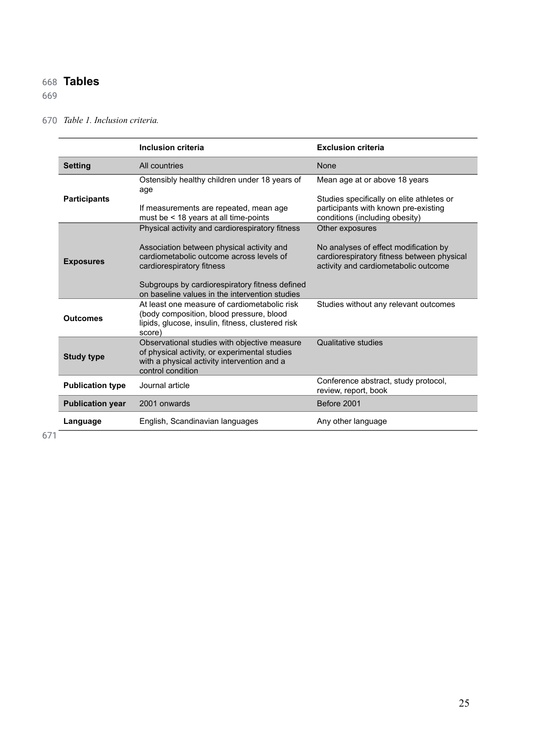# Tables

*Table 1. Inclusion criteria.*

| | Inclusion criteria | Exclusion criteria |
|---|---|---|
| **Setting** | All countries | None |
| **Participants** | Ostensibly healthy children under 18 years of age<br><br>If measurements are repeated, mean age must be < 18 years at all time-points | Mean age at or above 18 years<br><br>Studies specifically on elite athletes or participants with known pre-existing conditions (including obesity) |
| **Exposures** | Physical activity and cardiorespiratory fitness<br><br>Association between physical activity and cardiometabolic outcome across levels of cardiorespiratory fitness<br><br>Subgroups by cardiorespiratory fitness defined on baseline values in the intervention studies | Other exposures<br><br>No analyses of effect modification by cardiorespiratory fitness between physical activity and cardiometabolic outcome |
| **Outcomes** | At least one measure of cardiometabolic risk (body composition, blood pressure, blood lipids, glucose, insulin, fitness, clustered risk score) | Studies without any relevant outcomes |
| **Study type** | Observational studies with objective measure of physical activity, or experimental studies with a physical activity intervention and a control condition | Qualitative studies |
| **Publication type** | Journal article | Conference abstract, study protocol, review, report, book |
| **Publication year** | 2001 onwards | Before 2001 |
| **Language** | English, Scandinavian languages | Any other language |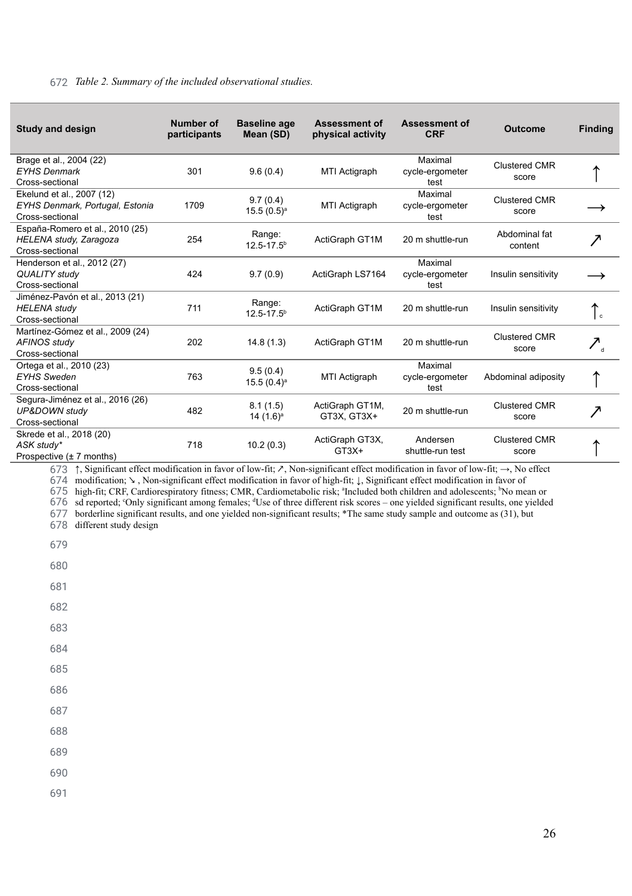*Table 2. Summary of the included observational studies.*

| Study and design | Number of participants | Baseline age Mean (SD) | Assessment of physical activity | Assessment of CRF | Outcome | Finding |
|---|---|---|---|---|---|---|
| Brage et al., 2004 (22) *EYHS Denmark* Cross-sectional | 301 | 9.6 (0.4) | MTI Actigraph | Maximal cycle-ergometer test | Clustered CMR score | ↑ |
| Ekelund et al., 2007 (12) *EYHS Denmark, Portugal, Estonia* Cross-sectional | 1709 | 9.7 (0.4) 15.5 (0.5)[a] | MTI Actigraph | Maximal cycle-ergometer test | Clustered CMR score | → |
| España-Romero et al., 2010 (25) *HELENA study, Zaragoza* Cross-sectional | 254 | Range: 12.5-17.5[b] | ActiGraph GT1M | 20 m shuttle-run | Abdominal fat content | ↗ |
| Henderson et al., 2012 (27) *QUALITY study* Cross-sectional | 424 | 9.7 (0.9) | ActiGraph LS7164 | Maximal cycle-ergometer test | Insulin sensitivity | → |
| Jiménez-Pavón et al., 2013 (21) *HELENA study* Cross-sectional | 711 | Range: 12.5-17.5[b] | ActiGraph GT1M | 20 m shuttle-run | Insulin sensitivity | ↑[c] |
| Martínez-Gómez et al., 2009 (24) *AFINOS study* Cross-sectional | 202 | 14.8 (1.3) | ActiGraph GT1M | 20 m shuttle-run | Clustered CMR score | ↗[d] |
| Ortega et al., 2010 (23) *EYHS Sweden* Cross-sectional | 763 | 9.5 (0.4) 15.5 (0.4)[a] | MTI Actigraph | Maximal cycle-ergometer test | Abdominal adiposity | ↑ |
| Segura-Jiménez et al., 2016 (26) *UP&DOWN study* Cross-sectional | 482 | 8.1 (1.5) 14 (1.6)[a] | ActiGraph GT1M, GT3X, GT3X+ | 20 m shuttle-run | Clustered CMR score | ↗ |
| Skrede et al., 2018 (20) *ASK study** Prospective (± 7 months) | 718 | 10.2 (0.3) | ActiGraph GT3X, GT3X+ | Andersen shuttle-run test | Clustered CMR score | ↑ |

↑, Significant effect modification in favor of low-fit; ↗, Non-significant effect modification in favor of low-fit; →, No effect modification; ↘ , Non-significant effect modification in favor of high-fit; ↓, Significant effect modification in favor of high-fit; CRF, Cardiorespiratory fitness; CMR, Cardiometabolic risk; [a]Included both children and adolescents; [b]No mean or sd reported; [c]Only significant among females; [d]Use of three different risk scores – one yielded significant results, one yielded borderline significant results, and one yielded non-significant results; *The same study sample and outcome as (31), but different study design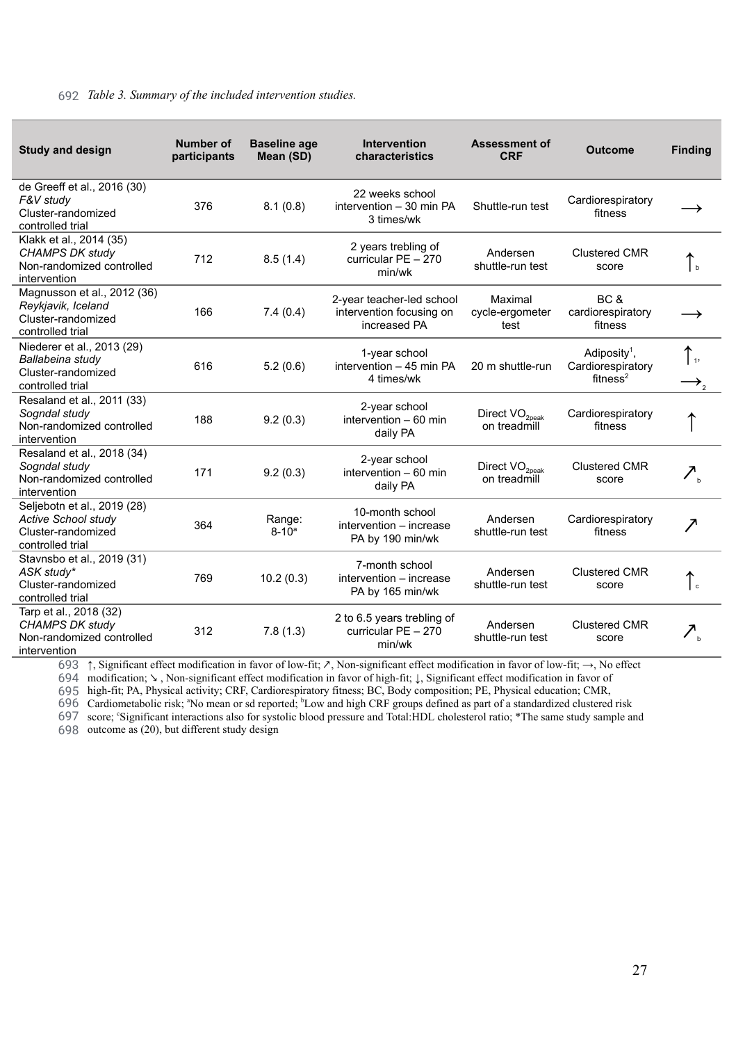Table 3. Summary of the included intervention studies.

| Study and design | Number of participants | Baseline age Mean (SD) | Intervention characteristics | Assessment of CRF | Outcome | Finding |
|---|---|---|---|---|---|---|
| de Greeff et al., 2016 (30) *F&V study* Cluster-randomized controlled trial | 376 | 8.1 (0.8) | 22 weeks school intervention – 30 min PA 3 times/wk | Shuttle-run test | Cardiorespiratory fitness | → |
| Klakk et al., 2014 (35) *CHAMPS DK study* Non-randomized controlled intervention | 712 | 8.5 (1.4) | 2 years trebling of curricular PE – 270 min/wk | Andersen shuttle-run test | Clustered CMR score | ↑[b] |
| Magnusson et al., 2012 (36) *Reykjavik, Iceland* Cluster-randomized controlled trial | 166 | 7.4 (0.4) | 2-year teacher-led school intervention focusing on increased PA | Maximal cycle-ergometer test | BC & cardiorespiratory fitness | → |
| Niederer et al., 2013 (29) *Ballabeina study* Cluster-randomized controlled trial | 616 | 5.2 (0.6) | 1-year school intervention – 45 min PA 4 times/wk | 20 m shuttle-run | Adiposity[1], Cardiorespiratory fitness[2] | ↑[1], →[2] |
| Resaland et al., 2011 (33) *Sogndal study* Non-randomized controlled intervention | 188 | 9.2 (0.3) | 2-year school intervention – 60 min daily PA | Direct $VO_{2peak}$ on treadmill | Cardiorespiratory fitness | ↑ |
| Resaland et al., 2018 (34) *Sogndal study* Non-randomized controlled intervention | 171 | 9.2 (0.3) | 2-year school intervention – 60 min daily PA | Direct $VO_{2peak}$ on treadmill | Clustered CMR score | ↗[b] |
| Seljebotn et al., 2019 (28) *Active School study* Cluster-randomized controlled trial | 364 | Range: 8-10[a] | 10-month school intervention – increase PA by 190 min/wk | Andersen shuttle-run test | Cardiorespiratory fitness | ↗ |
| Stavnsbo et al., 2019 (31) *ASK study\** Cluster-randomized controlled trial | 769 | 10.2 (0.3) | 7-month school intervention – increase PA by 165 min/wk | Andersen shuttle-run test | Clustered CMR score | ↑[c] |
| Tarp et al., 2018 (32) *CHAMPS DK study* Non-randomized controlled intervention | 312 | 7.8 (1.3) | 2 to 6.5 years trebling of curricular PE – 270 min/wk | Andersen shuttle-run test | Clustered CMR score | ↗[b] |

↑, Significant effect modification in favor of low-fit; ↗, Non-significant effect modification in favor of low-fit; →, No effect modification; ↘ , Non-significant effect modification in favor of high-fit; ↓, Significant effect modification in favor of high-fit; PA, Physical activity; CRF, Cardiorespiratory fitness; BC, Body composition; PE, Physical education; CMR, Cardiometabolic risk; [a]No mean or sd reported; [b]Low and high CRF groups defined as part of a standardized clustered risk score; [c]Significant interactions also for systolic blood pressure and Total:HDL cholesterol ratio; *The same study sample and outcome as (20), but different study design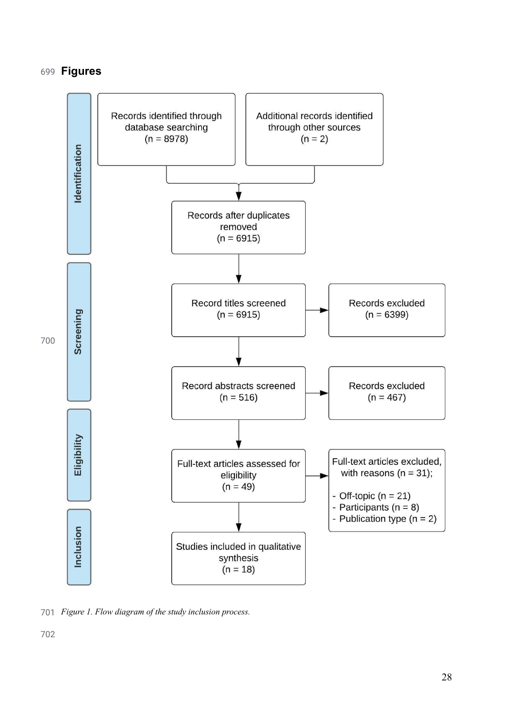## Figures

**Identification**

Records identified through database searching (n = 8978)

Additional records identified through other sources (n = 2)

Records after duplicates removed (n = 6915)

**Screening**

Record titles screened (n = 6915) → Records excluded (n = 6399)

Record abstracts screened (n = 516) → Records excluded (n = 467)

**Eligibility**

Full-text articles assessed for eligibility (n = 49) → Full-text articles excluded, with reasons (n = 31);

- Off-topic (n = 21)
- Participants (n = 8)
- Publication type (n = 2)

**Inclusion**

Studies included in qualitative synthesis (n = 18)

*Figure 1. Flow diagram of the study inclusion process.*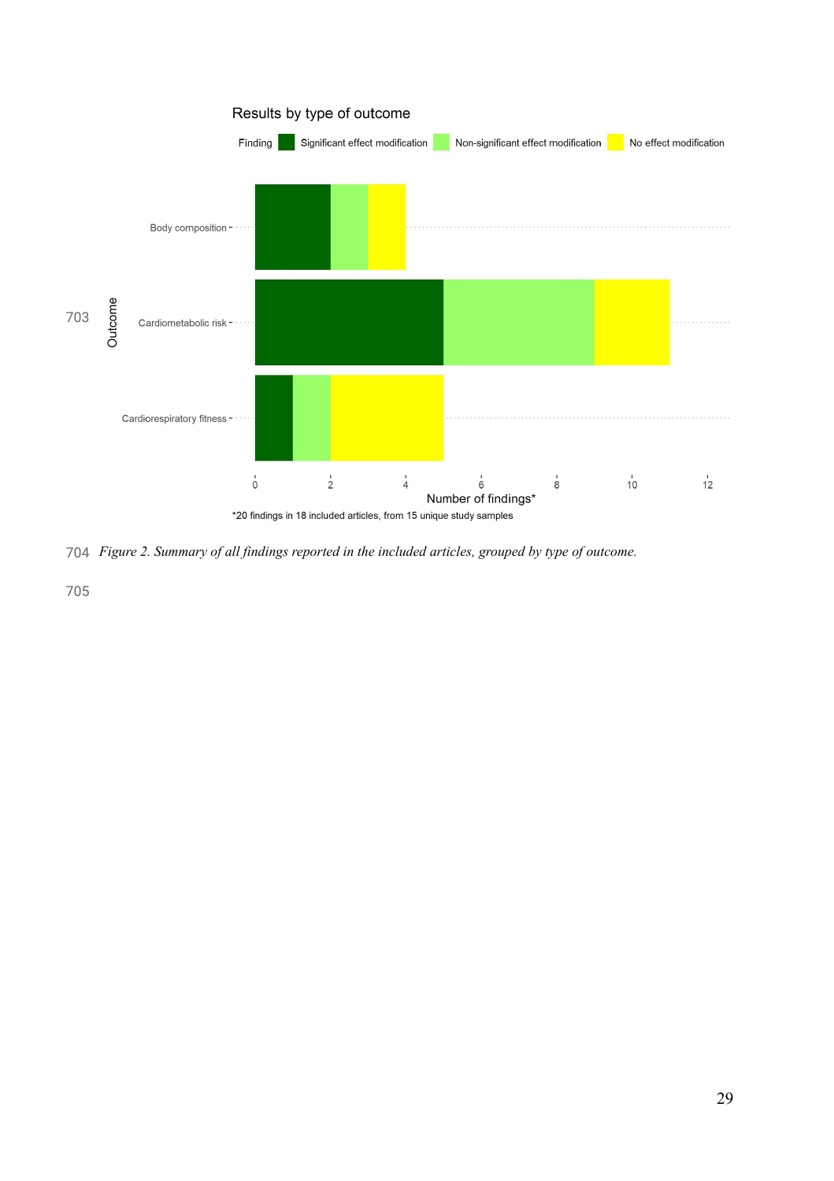Results by type of outcome

Finding: Significant effect modification | Non-significant effect modification | No effect modification

| Outcome | Significant effect modification | Non-significant effect modification | No effect modification |
|---|---|---|---|
| Body composition | 2 | 1 | 1 |
| Cardiometabolic risk | 5 | 4 | 2 |
| Cardiorespiratory fitness | 1 | 1 | 3 |

Number of findings*

*20 findings in 18 included articles, from 15 unique study samples

*Figure 2. Summary of all findings reported in the included articles, grouped by type of outcome.*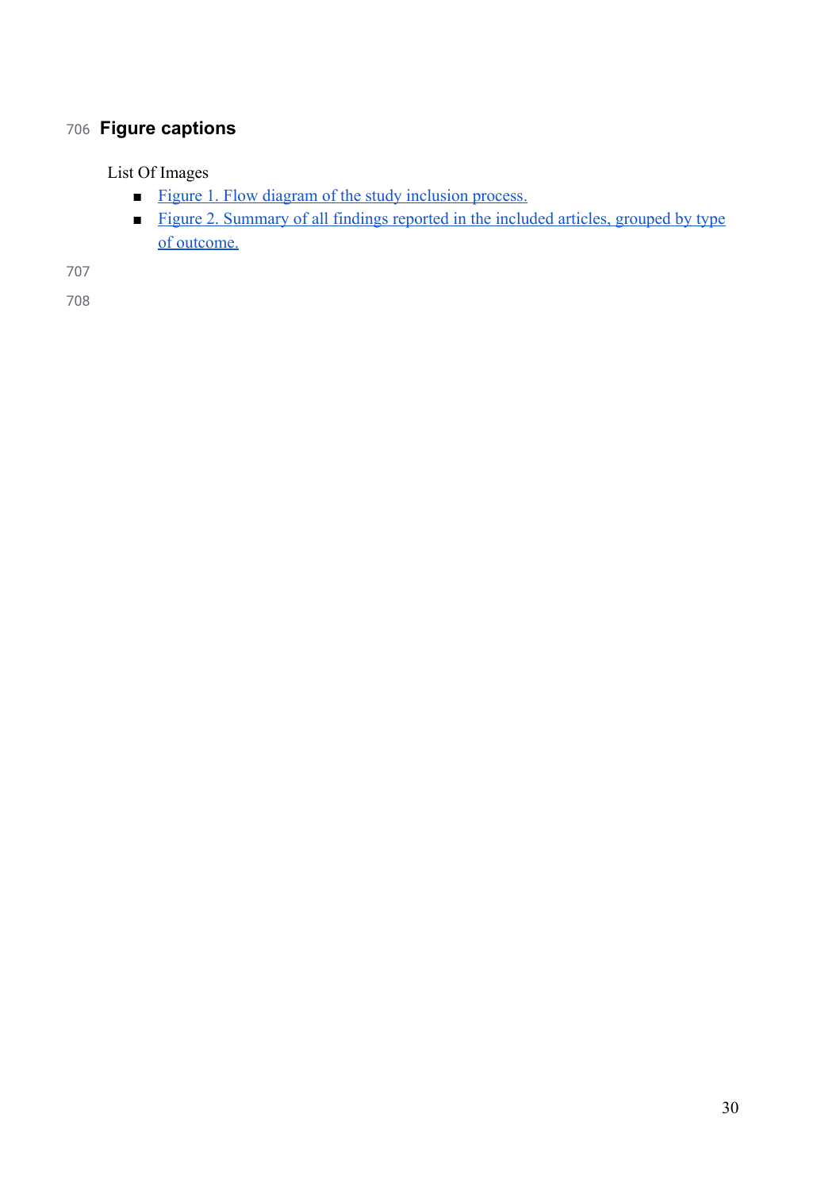## Figure captions

List Of Images

- Figure 1. Flow diagram of the study inclusion process.
- Figure 2. Summary of all findings reported in the included articles, grouped by type of outcome.